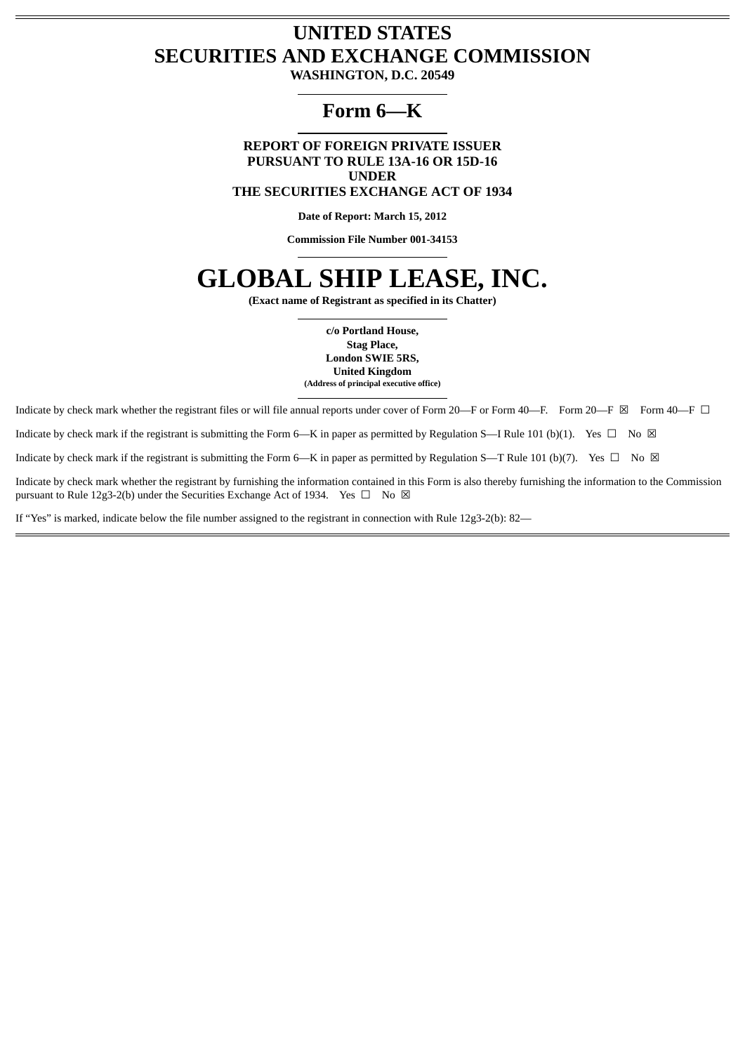# UNITED STATES
# SECURITIES AND EXCHANGE COMMISSION

**WASHINGTON, D.C. 20549**

## Form 6—K

**REPORT OF FOREIGN PRIVATE ISSUER**
**PURSUANT TO RULE 13A-16 OR 15D-16**
**UNDER**
**THE SECURITIES EXCHANGE ACT OF 1934**

**Date of Report: March 15, 2012**

**Commission File Number 001-34153**

# GLOBAL SHIP LEASE, INC.

**(Exact name of Registrant as specified in its Chatter)**

**c/o Portland House,**
**Stag Place,**
**London SWIE 5RS,**
**United Kingdom**
**(Address of principal executive office)**

Indicate by check mark whether the registrant files or will file annual reports under cover of Form 20—F or Form 40—F. Form 20—F ☒ Form 40—F ☐

Indicate by check mark if the registrant is submitting the Form 6—K in paper as permitted by Regulation S—I Rule 101 (b)(1). Yes ☐ No ☒

Indicate by check mark if the registrant is submitting the Form 6—K in paper as permitted by Regulation S—T Rule 101 (b)(7). Yes ☐ No ☒

Indicate by check mark whether the registrant by furnishing the information contained in this Form is also thereby furnishing the information to the Commission pursuant to Rule 12g3-2(b) under the Securities Exchange Act of 1934. Yes ☐ No ☒

If "Yes" is marked, indicate below the file number assigned to the registrant in connection with Rule 12g3-2(b): 82—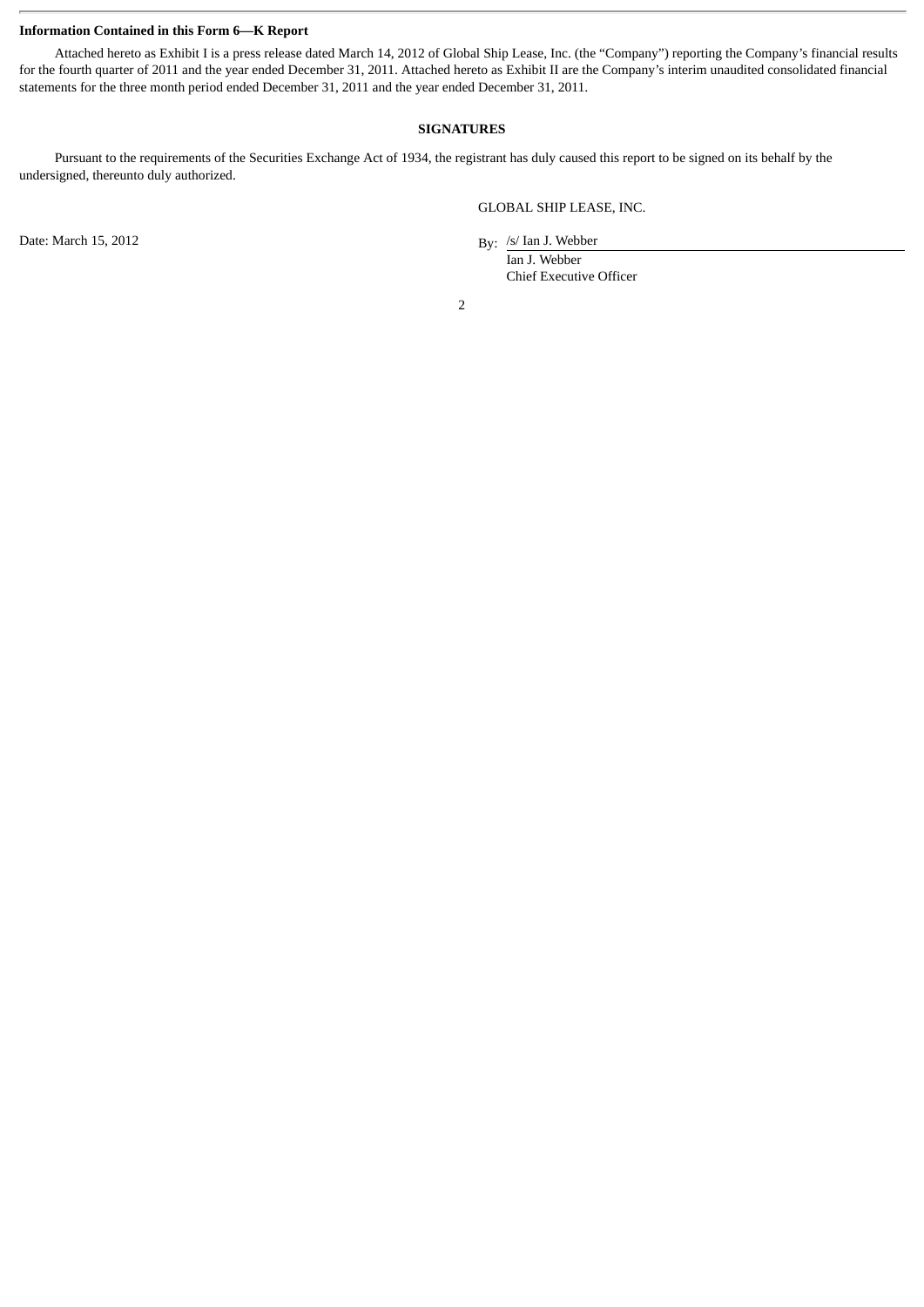**Information Contained in this Form 6—K Report**

Attached hereto as Exhibit I is a press release dated March 14, 2012 of Global Ship Lease, Inc. (the "Company") reporting the Company's financial results for the fourth quarter of 2011 and the year ended December 31, 2011. Attached hereto as Exhibit II are the Company's interim unaudited consolidated financial statements for the three month period ended December 31, 2011 and the year ended December 31, 2011.

**SIGNATURES**

Pursuant to the requirements of the Securities Exchange Act of 1934, the registrant has duly caused this report to be signed on its behalf by the undersigned, thereunto duly authorized.

GLOBAL SHIP LEASE, INC.

Date: March 15, 2012

By: /s/ Ian J. Webber

Ian J. Webber
Chief Executive Officer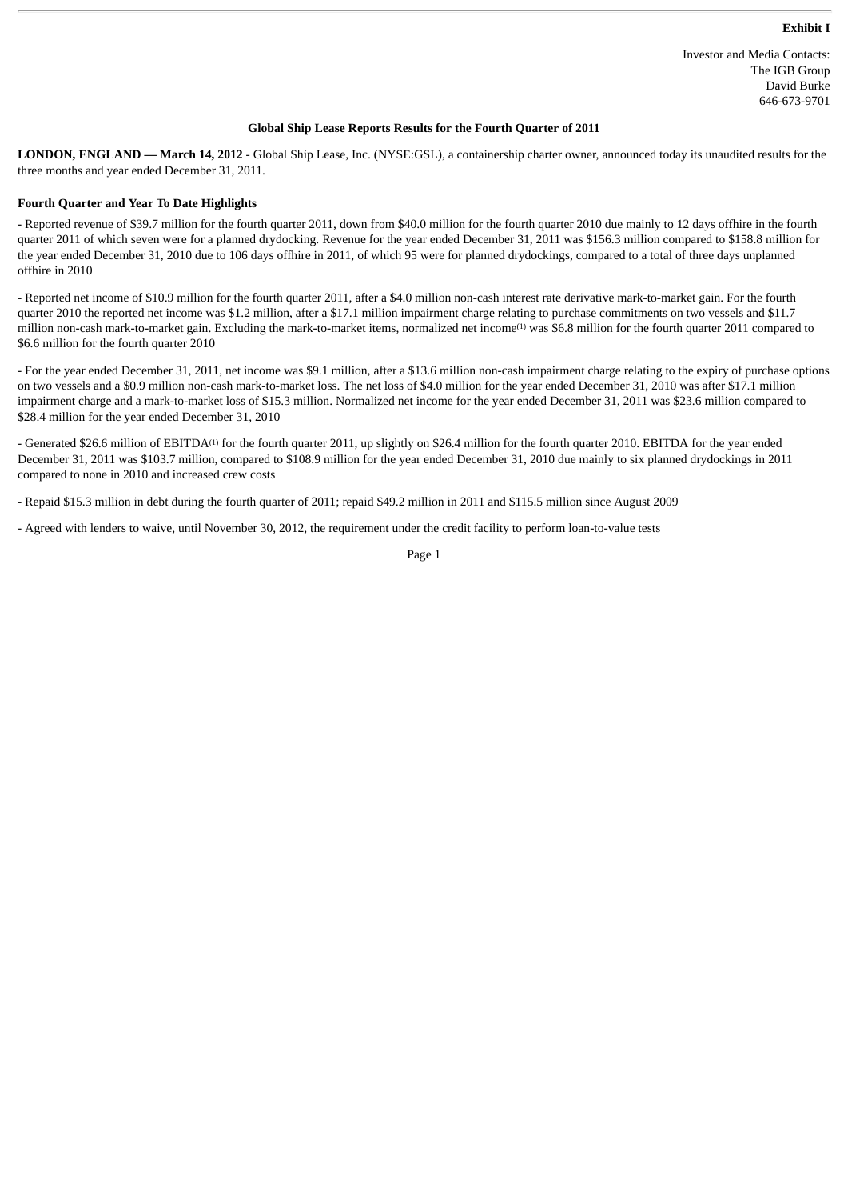**Exhibit I**

Investor and Media Contacts:
The IGB Group
David Burke
646-673-9701

## Global Ship Lease Reports Results for the Fourth Quarter of 2011

**LONDON, ENGLAND — March 14, 2012** - Global Ship Lease, Inc. (NYSE:GSL), a containership charter owner, announced today its unaudited results for the three months and year ended December 31, 2011.

### Fourth Quarter and Year To Date Highlights

- Reported revenue of $39.7 million for the fourth quarter 2011, down from $40.0 million for the fourth quarter 2010 due mainly to 12 days offhire in the fourth quarter 2011 of which seven were for a planned drydocking. Revenue for the year ended December 31, 2011 was $156.3 million compared to $158.8 million for the year ended December 31, 2010 due to 106 days offhire in 2011, of which 95 were for planned drydockings, compared to a total of three days unplanned offhire in 2010

- Reported net income of $10.9 million for the fourth quarter 2011, after a $4.0 million non-cash interest rate derivative mark-to-market gain. For the fourth quarter 2010 the reported net income was $1.2 million, after a $17.1 million impairment charge relating to purchase commitments on two vessels and $11.7 million non-cash mark-to-market gain. Excluding the mark-to-market items, normalized net income[(1)] was $6.8 million for the fourth quarter 2011 compared to $6.6 million for the fourth quarter 2010

- For the year ended December 31, 2011, net income was $9.1 million, after a $13.6 million non-cash impairment charge relating to the expiry of purchase options on two vessels and a $0.9 million non-cash mark-to-market loss. The net loss of $4.0 million for the year ended December 31, 2010 was after $17.1 million impairment charge and a mark-to-market loss of $15.3 million. Normalized net income for the year ended December 31, 2011 was $23.6 million compared to $28.4 million for the year ended December 31, 2010

- Generated $26.6 million of EBITDA[(1)] for the fourth quarter 2011, up slightly on $26.4 million for the fourth quarter 2010. EBITDA for the year ended December 31, 2011 was $103.7 million, compared to $108.9 million for the year ended December 31, 2010 due mainly to six planned drydockings in 2011 compared to none in 2010 and increased crew costs

- Repaid $15.3 million in debt during the fourth quarter of 2011; repaid $49.2 million in 2011 and $115.5 million since August 2009

- Agreed with lenders to waive, until November 30, 2012, the requirement under the credit facility to perform loan-to-value tests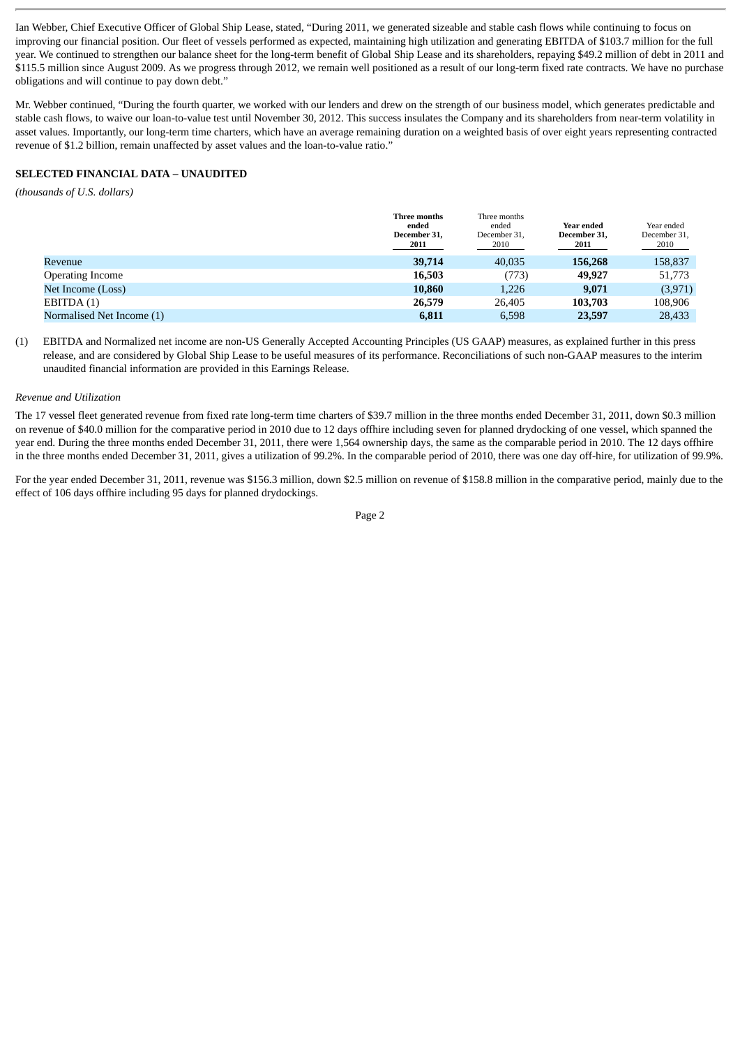Ian Webber, Chief Executive Officer of Global Ship Lease, stated, "During 2011, we generated sizeable and stable cash flows while continuing to focus on improving our financial position. Our fleet of vessels performed as expected, maintaining high utilization and generating EBITDA of $103.7 million for the full year. We continued to strengthen our balance sheet for the long-term benefit of Global Ship Lease and its shareholders, repaying $49.2 million of debt in 2011 and $115.5 million since August 2009. As we progress through 2012, we remain well positioned as a result of our long-term fixed rate contracts. We have no purchase obligations and will continue to pay down debt."

Mr. Webber continued, "During the fourth quarter, we worked with our lenders and drew on the strength of our business model, which generates predictable and stable cash flows, to waive our loan-to-value test until November 30, 2012. This success insulates the Company and its shareholders from near-term volatility in asset values. Importantly, our long-term time charters, which have an average remaining duration on a weighted basis of over eight years representing contracted revenue of $1.2 billion, remain unaffected by asset values and the loan-to-value ratio."

**SELECTED FINANCIAL DATA – UNAUDITED**

*(thousands of U.S. dollars)*

| | **Three months ended December 31, 2011** | Three months ended December 31, 2010 | **Year ended December 31, 2011** | Year ended December 31, 2010 |
|---|---|---|---|---|
| Revenue | **39,714** | 40,035 | **156,268** | 158,837 |
| Operating Income | **16,503** | (773) | **49,927** | 51,773 |
| Net Income (Loss) | **10,860** | 1,226 | **9,071** | (3,971) |
| EBITDA (1) | **26,579** | 26,405 | **103,703** | 108,906 |
| Normalised Net Income (1) | **6,811** | 6,598 | **23,597** | 28,433 |

(1) EBITDA and Normalized net income are non-US Generally Accepted Accounting Principles (US GAAP) measures, as explained further in this press release, and are considered by Global Ship Lease to be useful measures of its performance. Reconciliations of such non-GAAP measures to the interim unaudited financial information are provided in this Earnings Release.

*Revenue and Utilization*

The 17 vessel fleet generated revenue from fixed rate long-term time charters of $39.7 million in the three months ended December 31, 2011, down $0.3 million on revenue of $40.0 million for the comparative period in 2010 due to 12 days offhire including seven for planned drydocking of one vessel, which spanned the year end. During the three months ended December 31, 2011, there were 1,564 ownership days, the same as the comparable period in 2010. The 12 days offhire in the three months ended December 31, 2011, gives a utilization of 99.2%. In the comparable period of 2010, there was one day off-hire, for utilization of 99.9%.

For the year ended December 31, 2011, revenue was $156.3 million, down $2.5 million on revenue of $158.8 million in the comparative period, mainly due to the effect of 106 days offhire including 95 days for planned drydockings.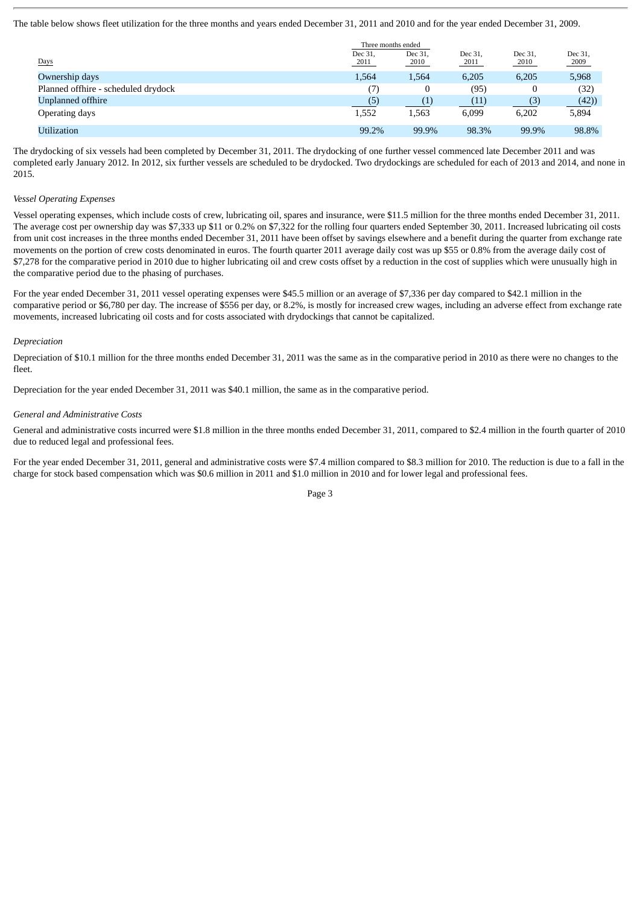The table below shows fleet utilization for the three months and years ended December 31, 2011 and 2010 and for the year ended December 31, 2009.

| Days | Three months ended Dec 31, 2011 | Three months ended Dec 31, 2010 | Dec 31, 2011 | Dec 31, 2010 | Dec 31, 2009 |
|---|---|---|---|---|---|
| Ownership days | 1,564 | 1,564 | 6,205 | 6,205 | 5,968 |
| Planned offhire - scheduled drydock | (7) | 0 | (95) | 0 | (32) |
| Unplanned offhire | (5) | (1) | (11) | (3) | (42)) |
| Operating days | 1,552 | 1,563 | 6,099 | 6,202 | 5,894 |
| Utilization | 99.2% | 99.9% | 98.3% | 99.9% | 98.8% |

The drydocking of six vessels had been completed by December 31, 2011. The drydocking of one further vessel commenced late December 2011 and was completed early January 2012. In 2012, six further vessels are scheduled to be drydocked. Two drydockings are scheduled for each of 2013 and 2014, and none in 2015.

*Vessel Operating Expenses*

Vessel operating expenses, which include costs of crew, lubricating oil, spares and insurance, were $11.5 million for the three months ended December 31, 2011. The average cost per ownership day was $7,333 up $11 or 0.2% on $7,322 for the rolling four quarters ended September 30, 2011. Increased lubricating oil costs from unit cost increases in the three months ended December 31, 2011 have been offset by savings elsewhere and a benefit during the quarter from exchange rate movements on the portion of crew costs denominated in euros. The fourth quarter 2011 average daily cost was up $55 or 0.8% from the average daily cost of $7,278 for the comparative period in 2010 due to higher lubricating oil and crew costs offset by a reduction in the cost of supplies which were unusually high in the comparative period due to the phasing of purchases.

For the year ended December 31, 2011 vessel operating expenses were $45.5 million or an average of $7,336 per day compared to $42.1 million in the comparative period or $6,780 per day. The increase of $556 per day, or 8.2%, is mostly for increased crew wages, including an adverse effect from exchange rate movements, increased lubricating oil costs and for costs associated with drydockings that cannot be capitalized.

*Depreciation*

Depreciation of $10.1 million for the three months ended December 31, 2011 was the same as in the comparative period in 2010 as there were no changes to the fleet.

Depreciation for the year ended December 31, 2011 was $40.1 million, the same as in the comparative period.

*General and Administrative Costs*

General and administrative costs incurred were $1.8 million in the three months ended December 31, 2011, compared to $2.4 million in the fourth quarter of 2010 due to reduced legal and professional fees.

For the year ended December 31, 2011, general and administrative costs were $7.4 million compared to $8.3 million for 2010. The reduction is due to a fall in the charge for stock based compensation which was $0.6 million in 2011 and $1.0 million in 2010 and for lower legal and professional fees.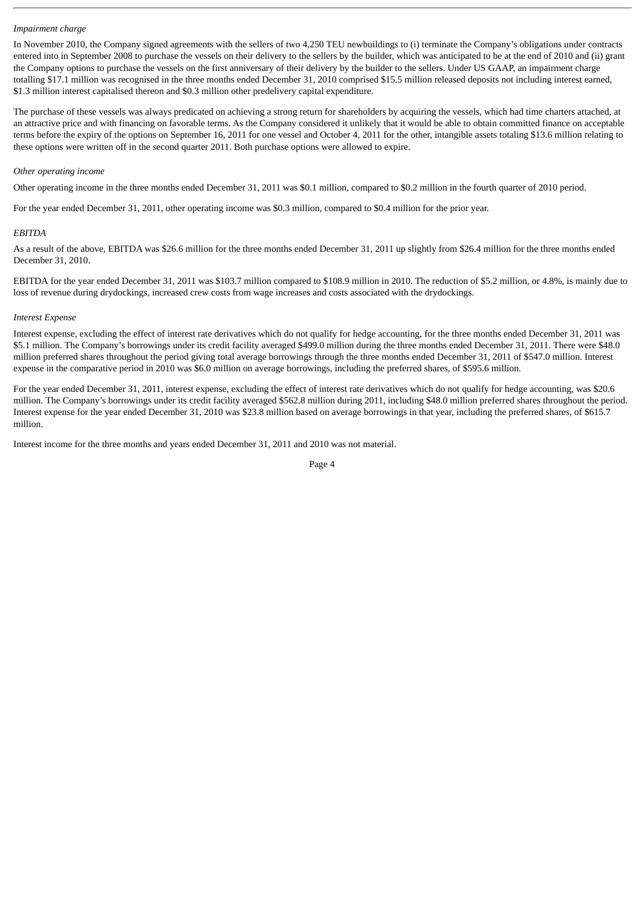*Impairment charge*

In November 2010, the Company signed agreements with the sellers of two 4,250 TEU newbuildings to (i) terminate the Company's obligations under contracts entered into in September 2008 to purchase the vessels on their delivery to the sellers by the builder, which was anticipated to be at the end of 2010 and (ii) grant the Company options to purchase the vessels on the first anniversary of their delivery by the builder to the sellers. Under US GAAP, an impairment charge totalling $17.1 million was recognised in the three months ended December 31, 2010 comprised $15.5 million released deposits not including interest earned, $1.3 million interest capitalised thereon and $0.3 million other predelivery capital expenditure.

The purchase of these vessels was always predicated on achieving a strong return for shareholders by acquiring the vessels, which had time charters attached, at an attractive price and with financing on favorable terms. As the Company considered it unlikely that it would be able to obtain committed finance on acceptable terms before the expiry of the options on September 16, 2011 for one vessel and October 4, 2011 for the other, intangible assets totaling $13.6 million relating to these options were written off in the second quarter 2011. Both purchase options were allowed to expire.

*Other operating income*

Other operating income in the three months ended December 31, 2011 was $0.1 million, compared to $0.2 million in the fourth quarter of 2010 period.

For the year ended December 31, 2011, other operating income was $0.3 million, compared to $0.4 million for the prior year.

*EBITDA*

As a result of the above, EBITDA was $26.6 million for the three months ended December 31, 2011 up slightly from $26.4 million for the three months ended December 31, 2010.

EBITDA for the year ended December 31, 2011 was $103.7 million compared to $108.9 million in 2010. The reduction of $5.2 million, or 4.8%, is mainly due to loss of revenue during drydockings, increased crew costs from wage increases and costs associated with the drydockings.

*Interest Expense*

Interest expense, excluding the effect of interest rate derivatives which do not qualify for hedge accounting, for the three months ended December 31, 2011 was $5.1 million. The Company's borrowings under its credit facility averaged $499.0 million during the three months ended December 31, 2011. There were $48.0 million preferred shares throughout the period giving total average borrowings through the three months ended December 31, 2011 of $547.0 million. Interest expense in the comparative period in 2010 was $6.0 million on average borrowings, including the preferred shares, of $595.6 million.

For the year ended December 31, 2011, interest expense, excluding the effect of interest rate derivatives which do not qualify for hedge accounting, was $20.6 million. The Company's borrowings under its credit facility averaged $562.8 million during 2011, including $48.0 million preferred shares throughout the period. Interest expense for the year ended December 31, 2010 was $23.8 million based on average borrowings in that year, including the preferred shares, of $615.7 million.

Interest income for the three months and years ended December 31, 2011 and 2010 was not material.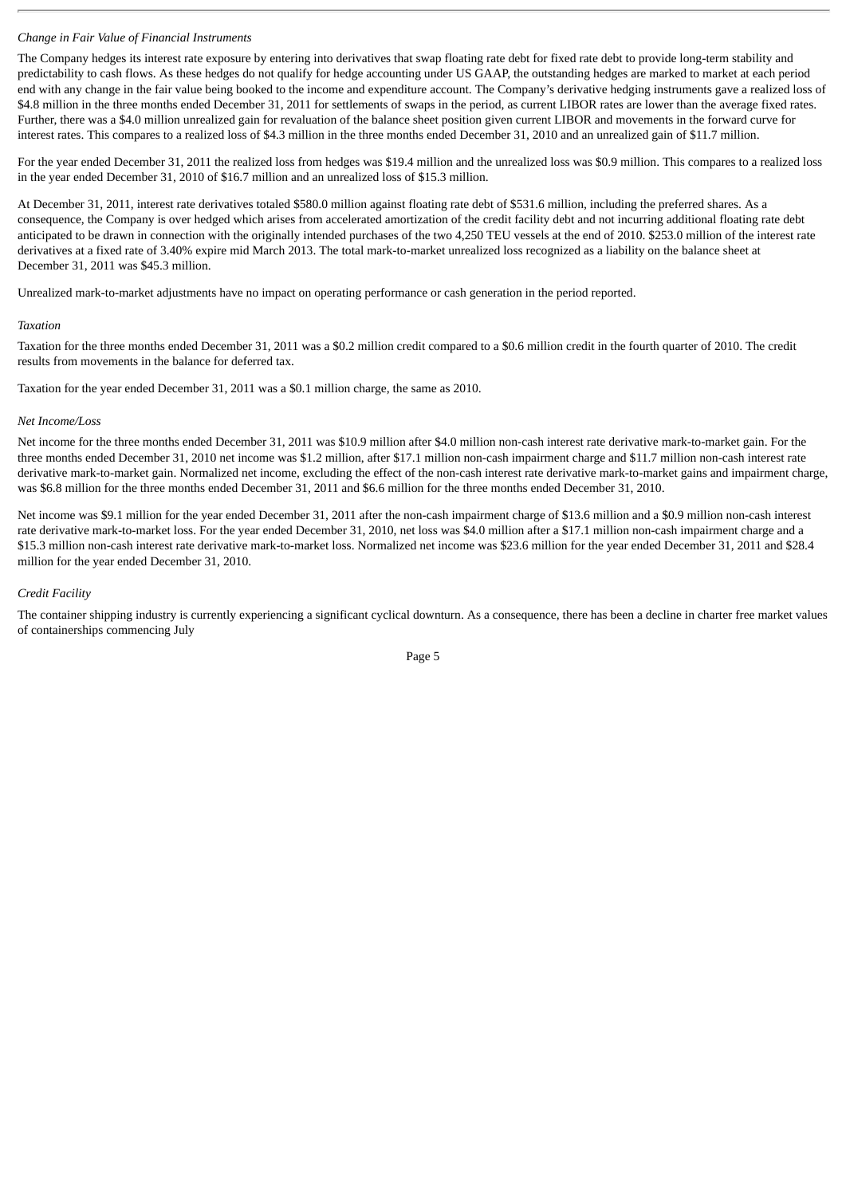*Change in Fair Value of Financial Instruments*

The Company hedges its interest rate exposure by entering into derivatives that swap floating rate debt for fixed rate debt to provide long-term stability and predictability to cash flows. As these hedges do not qualify for hedge accounting under US GAAP, the outstanding hedges are marked to market at each period end with any change in the fair value being booked to the income and expenditure account. The Company's derivative hedging instruments gave a realized loss of $4.8 million in the three months ended December 31, 2011 for settlements of swaps in the period, as current LIBOR rates are lower than the average fixed rates. Further, there was a $4.0 million unrealized gain for revaluation of the balance sheet position given current LIBOR and movements in the forward curve for interest rates. This compares to a realized loss of $4.3 million in the three months ended December 31, 2010 and an unrealized gain of $11.7 million.

For the year ended December 31, 2011 the realized loss from hedges was $19.4 million and the unrealized loss was $0.9 million. This compares to a realized loss in the year ended December 31, 2010 of $16.7 million and an unrealized loss of $15.3 million.

At December 31, 2011, interest rate derivatives totaled $580.0 million against floating rate debt of $531.6 million, including the preferred shares. As a consequence, the Company is over hedged which arises from accelerated amortization of the credit facility debt and not incurring additional floating rate debt anticipated to be drawn in connection with the originally intended purchases of the two 4,250 TEU vessels at the end of 2010. $253.0 million of the interest rate derivatives at a fixed rate of 3.40% expire mid March 2013. The total mark-to-market unrealized loss recognized as a liability on the balance sheet at December 31, 2011 was $45.3 million.

Unrealized mark-to-market adjustments have no impact on operating performance or cash generation in the period reported.

*Taxation*

Taxation for the three months ended December 31, 2011 was a $0.2 million credit compared to a $0.6 million credit in the fourth quarter of 2010. The credit results from movements in the balance for deferred tax.

Taxation for the year ended December 31, 2011 was a $0.1 million charge, the same as 2010.

*Net Income/Loss*

Net income for the three months ended December 31, 2011 was $10.9 million after $4.0 million non-cash interest rate derivative mark-to-market gain. For the three months ended December 31, 2010 net income was $1.2 million, after $17.1 million non-cash impairment charge and $11.7 million non-cash interest rate derivative mark-to-market gain. Normalized net income, excluding the effect of the non-cash interest rate derivative mark-to-market gains and impairment charge, was $6.8 million for the three months ended December 31, 2011 and $6.6 million for the three months ended December 31, 2010.

Net income was $9.1 million for the year ended December 31, 2011 after the non-cash impairment charge of $13.6 million and a $0.9 million non-cash interest rate derivative mark-to-market loss. For the year ended December 31, 2010, net loss was $4.0 million after a $17.1 million non-cash impairment charge and a $15.3 million non-cash interest rate derivative mark-to-market loss. Normalized net income was $23.6 million for the year ended December 31, 2011 and $28.4 million for the year ended December 31, 2010.

*Credit Facility*

The container shipping industry is currently experiencing a significant cyclical downturn. As a consequence, there has been a decline in charter free market values of containerships commencing July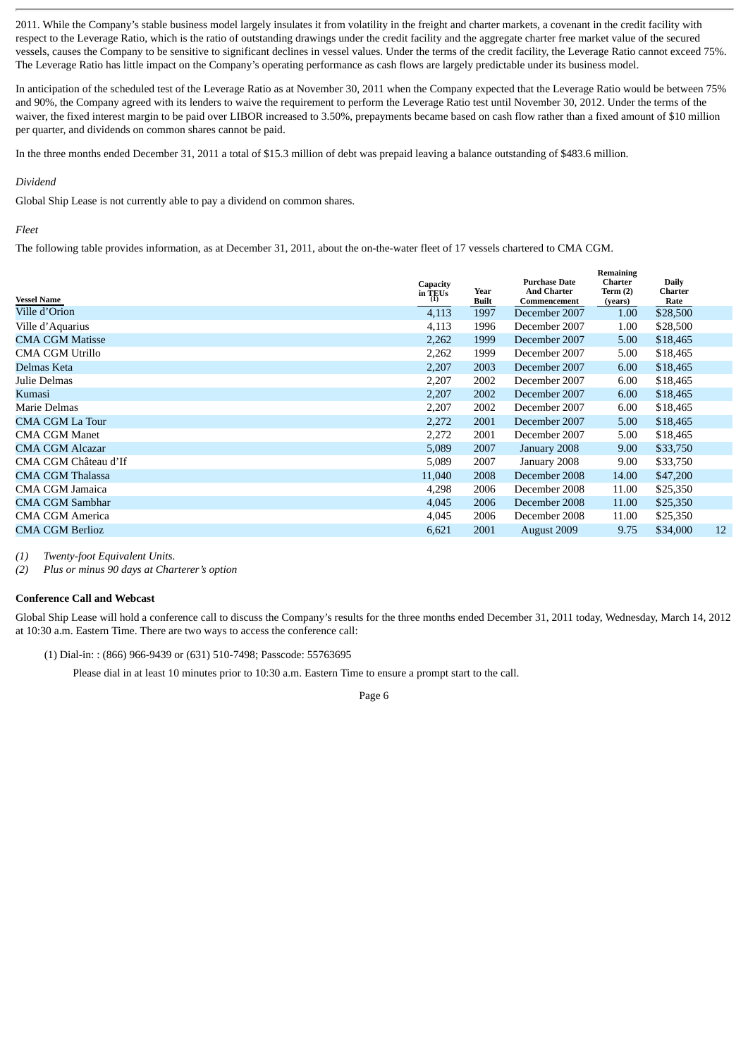2011. While the Company's stable business model largely insulates it from volatility in the freight and charter markets, a covenant in the credit facility with respect to the Leverage Ratio, which is the ratio of outstanding drawings under the credit facility and the aggregate charter free market value of the secured vessels, causes the Company to be sensitive to significant declines in vessel values. Under the terms of the credit facility, the Leverage Ratio cannot exceed 75%. The Leverage Ratio has little impact on the Company's operating performance as cash flows are largely predictable under its business model.

In anticipation of the scheduled test of the Leverage Ratio as at November 30, 2011 when the Company expected that the Leverage Ratio would be between 75% and 90%, the Company agreed with its lenders to waive the requirement to perform the Leverage Ratio test until November 30, 2012. Under the terms of the waiver, the fixed interest margin to be paid over LIBOR increased to 3.50%, prepayments became based on cash flow rather than a fixed amount of $10 million per quarter, and dividends on common shares cannot be paid.

In the three months ended December 31, 2011 a total of $15.3 million of debt was prepaid leaving a balance outstanding of $483.6 million.

*Dividend*

Global Ship Lease is not currently able to pay a dividend on common shares.

*Fleet*

The following table provides information, as at December 31, 2011, about the on-the-water fleet of 17 vessels chartered to CMA CGM.

| Vessel Name | Capacity in TEUs (1) | Year Built | Purchase Date And Charter Commencement | Remaining Charter Term (2) (years) | Daily Charter Rate | |
|---|---|---|---|---|---|---|
| Ville d'Orion | 4,113 | 1997 | December 2007 | 1.00 | $28,500 | |
| Ville d'Aquarius | 4,113 | 1996 | December 2007 | 1.00 | $28,500 | |
| CMA CGM Matisse | 2,262 | 1999 | December 2007 | 5.00 | $18,465 | |
| CMA CGM Utrillo | 2,262 | 1999 | December 2007 | 5.00 | $18,465 | |
| Delmas Keta | 2,207 | 2003 | December 2007 | 6.00 | $18,465 | |
| Julie Delmas | 2,207 | 2002 | December 2007 | 6.00 | $18,465 | |
| Kumasi | 2,207 | 2002 | December 2007 | 6.00 | $18,465 | |
| Marie Delmas | 2,207 | 2002 | December 2007 | 6.00 | $18,465 | |
| CMA CGM La Tour | 2,272 | 2001 | December 2007 | 5.00 | $18,465 | |
| CMA CGM Manet | 2,272 | 2001 | December 2007 | 5.00 | $18,465 | |
| CMA CGM Alcazar | 5,089 | 2007 | January 2008 | 9.00 | $33,750 | |
| CMA CGM Château d'If | 5,089 | 2007 | January 2008 | 9.00 | $33,750 | |
| CMA CGM Thalassa | 11,040 | 2008 | December 2008 | 14.00 | $47,200 | |
| CMA CGM Jamaica | 4,298 | 2006 | December 2008 | 11.00 | $25,350 | |
| CMA CGM Sambhar | 4,045 | 2006 | December 2008 | 11.00 | $25,350 | |
| CMA CGM America | 4,045 | 2006 | December 2008 | 11.00 | $25,350 | |
| CMA CGM Berlioz | 6,621 | 2001 | August 2009 | 9.75 | $34,000 | 12 |

*(1) Twenty-foot Equivalent Units.*
*(2) Plus or minus 90 days at Charterer's option*

**Conference Call and Webcast**

Global Ship Lease will hold a conference call to discuss the Company's results for the three months ended December 31, 2011 today, Wednesday, March 14, 2012 at 10:30 a.m. Eastern Time. There are two ways to access the conference call:

(1) Dial-in: : (866) 966-9439 or (631) 510-7498; Passcode: 55763695

Please dial in at least 10 minutes prior to 10:30 a.m. Eastern Time to ensure a prompt start to the call.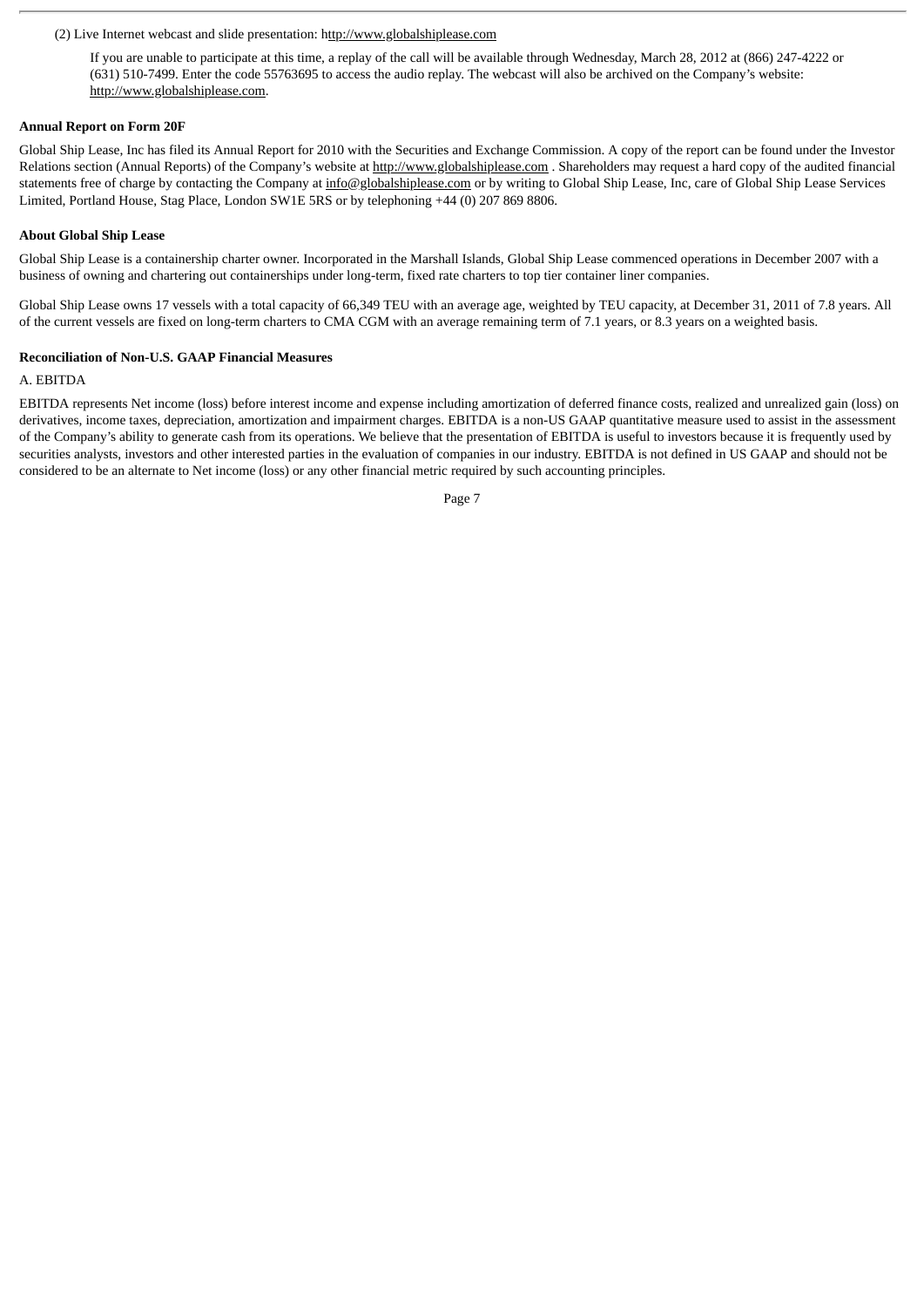(2) Live Internet webcast and slide presentation: http://www.globalshiplease.com

If you are unable to participate at this time, a replay of the call will be available through Wednesday, March 28, 2012 at (866) 247-4222 or (631) 510-7499. Enter the code 55763695 to access the audio replay. The webcast will also be archived on the Company's website: http://www.globalshiplease.com.

**Annual Report on Form 20F**

Global Ship Lease, Inc has filed its Annual Report for 2010 with the Securities and Exchange Commission. A copy of the report can be found under the Investor Relations section (Annual Reports) of the Company's website at http://www.globalshiplease.com . Shareholders may request a hard copy of the audited financial statements free of charge by contacting the Company at info@globalshiplease.com or by writing to Global Ship Lease, Inc, care of Global Ship Lease Services Limited, Portland House, Stag Place, London SW1E 5RS or by telephoning +44 (0) 207 869 8806.

**About Global Ship Lease**

Global Ship Lease is a containership charter owner. Incorporated in the Marshall Islands, Global Ship Lease commenced operations in December 2007 with a business of owning and chartering out containerships under long-term, fixed rate charters to top tier container liner companies.

Global Ship Lease owns 17 vessels with a total capacity of 66,349 TEU with an average age, weighted by TEU capacity, at December 31, 2011 of 7.8 years. All of the current vessels are fixed on long-term charters to CMA CGM with an average remaining term of 7.1 years, or 8.3 years on a weighted basis.

**Reconciliation of Non-U.S. GAAP Financial Measures**

A. EBITDA

EBITDA represents Net income (loss) before interest income and expense including amortization of deferred finance costs, realized and unrealized gain (loss) on derivatives, income taxes, depreciation, amortization and impairment charges. EBITDA is a non-US GAAP quantitative measure used to assist in the assessment of the Company's ability to generate cash from its operations. We believe that the presentation of EBITDA is useful to investors because it is frequently used by securities analysts, investors and other interested parties in the evaluation of companies in our industry. EBITDA is not defined in US GAAP and should not be considered to be an alternate to Net income (loss) or any other financial metric required by such accounting principles.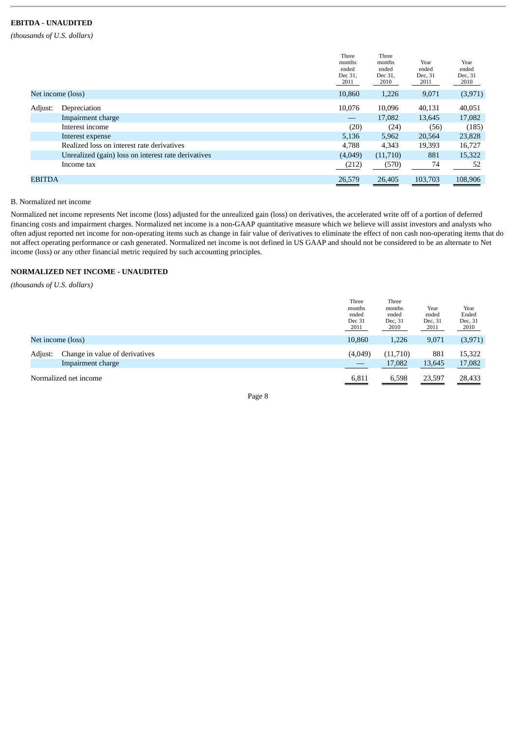**EBITDA - UNAUDITED**

*(thousands of U.S. dollars)*

| | | Three months ended Dec 31, 2011 | Three months ended Dec 31, 2010 | Year ended Dec, 31 2011 | Year ended Dec, 31 2010 |
|---|---|---|---|---|---|
| Net income (loss) | | 10,860 | 1,226 | 9,071 | (3,971) |
| Adjust: | Depreciation | 10,076 | 10,096 | 40,131 | 40,051 |
| | Impairment charge | — | 17,082 | 13,645 | 17,082 |
| | Interest income | (20) | (24) | (56) | (185) |
| | Interest expense | 5,136 | 5,962 | 20,564 | 23,828 |
| | Realized loss on interest rate derivatives | 4,788 | 4,343 | 19,393 | 16,727 |
| | Unrealized (gain) loss on interest rate derivatives | (4,049) | (11,710) | 881 | 15,322 |
| | Income tax | (212) | (570) | 74 | 52 |
| EBITDA | | 26,579 | 26,405 | 103,703 | 108,906 |

B. Normalized net income

Normalized net income represents Net income (loss) adjusted for the unrealized gain (loss) on derivatives, the accelerated write off of a portion of deferred financing costs and impairment charges. Normalized net income is a non-GAAP quantitative measure which we believe will assist investors and analysts who often adjust reported net income for non-operating items such as change in fair value of derivatives to eliminate the effect of non cash non-operating items that do not affect operating performance or cash generated. Normalized net income is not defined in US GAAP and should not be considered to be an alternate to Net income (loss) or any other financial metric required by such accounting principles.

**NORMALIZED NET INCOME - UNAUDITED**

*(thousands of U.S. dollars)*

| | | Three months ended Dec 31 2011 | Three months ended Dec, 31 2010 | Year ended Dec, 31 2011 | Year Ended Dec, 31 2010 |
|---|---|---|---|---|---|
| Net income (loss) | | 10,860 | 1,226 | 9,071 | (3,971) |
| Adjust: | Change in value of derivatives | (4,049) | (11,710) | 881 | 15,322 |
| | Impairment charge | — | 17,082 | 13,645 | 17,082 |
| Normalized net income | | 6,811 | 6,598 | 23,597 | 28,433 |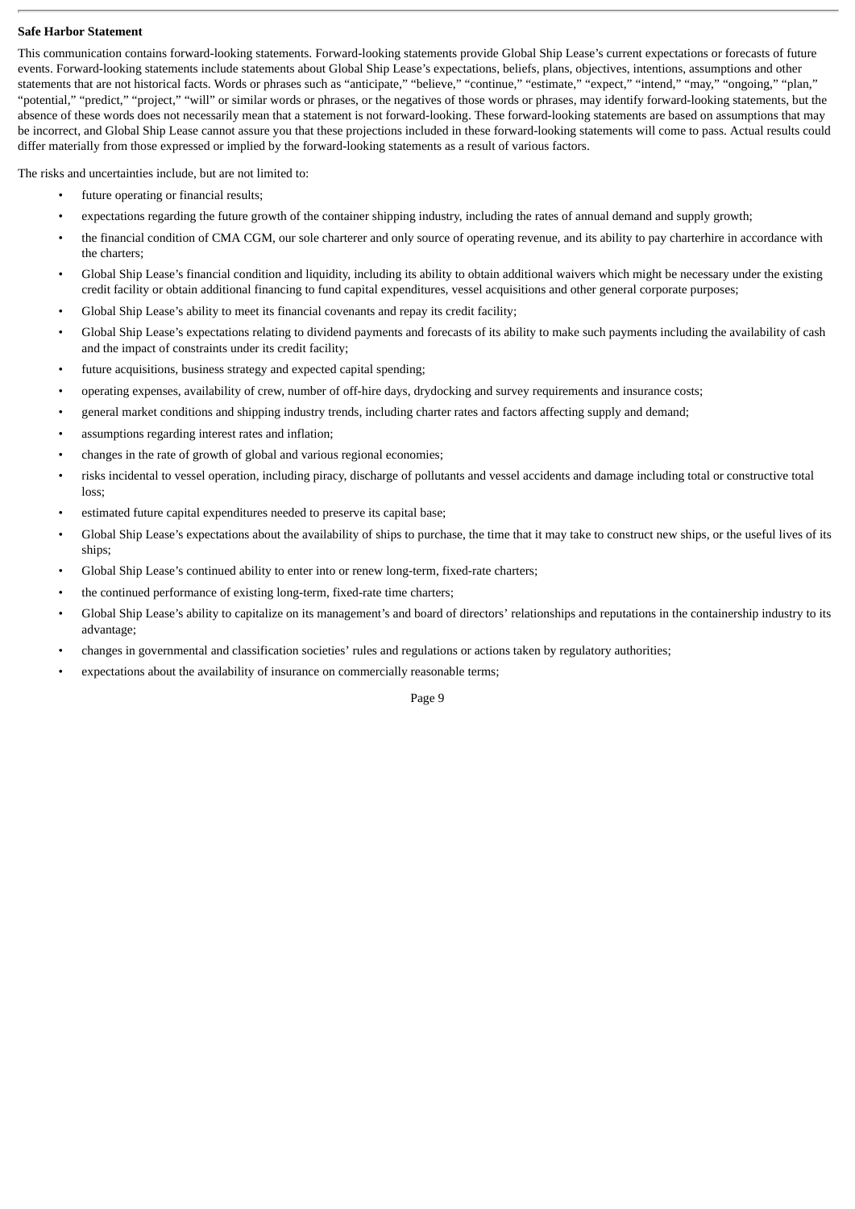**Safe Harbor Statement**

This communication contains forward-looking statements. Forward-looking statements provide Global Ship Lease's current expectations or forecasts of future events. Forward-looking statements include statements about Global Ship Lease's expectations, beliefs, plans, objectives, intentions, assumptions and other statements that are not historical facts. Words or phrases such as "anticipate," "believe," "continue," "estimate," "expect," "intend," "may," "ongoing," "plan," "potential," "predict," "project," "will" or similar words or phrases, or the negatives of those words or phrases, may identify forward-looking statements, but the absence of these words does not necessarily mean that a statement is not forward-looking. These forward-looking statements are based on assumptions that may be incorrect, and Global Ship Lease cannot assure you that these projections included in these forward-looking statements will come to pass. Actual results could differ materially from those expressed or implied by the forward-looking statements as a result of various factors.

The risks and uncertainties include, but are not limited to:

- future operating or financial results;
- expectations regarding the future growth of the container shipping industry, including the rates of annual demand and supply growth;
- the financial condition of CMA CGM, our sole charterer and only source of operating revenue, and its ability to pay charterhire in accordance with the charters;
- Global Ship Lease's financial condition and liquidity, including its ability to obtain additional waivers which might be necessary under the existing credit facility or obtain additional financing to fund capital expenditures, vessel acquisitions and other general corporate purposes;
- Global Ship Lease's ability to meet its financial covenants and repay its credit facility;
- Global Ship Lease's expectations relating to dividend payments and forecasts of its ability to make such payments including the availability of cash and the impact of constraints under its credit facility;
- future acquisitions, business strategy and expected capital spending;
- operating expenses, availability of crew, number of off-hire days, drydocking and survey requirements and insurance costs;
- general market conditions and shipping industry trends, including charter rates and factors affecting supply and demand;
- assumptions regarding interest rates and inflation;
- changes in the rate of growth of global and various regional economies;
- risks incidental to vessel operation, including piracy, discharge of pollutants and vessel accidents and damage including total or constructive total loss;
- estimated future capital expenditures needed to preserve its capital base;
- Global Ship Lease's expectations about the availability of ships to purchase, the time that it may take to construct new ships, or the useful lives of its ships;
- Global Ship Lease's continued ability to enter into or renew long-term, fixed-rate charters;
- the continued performance of existing long-term, fixed-rate time charters;
- Global Ship Lease's ability to capitalize on its management's and board of directors' relationships and reputations in the containership industry to its advantage;
- changes in governmental and classification societies' rules and regulations or actions taken by regulatory authorities;
- expectations about the availability of insurance on commercially reasonable terms;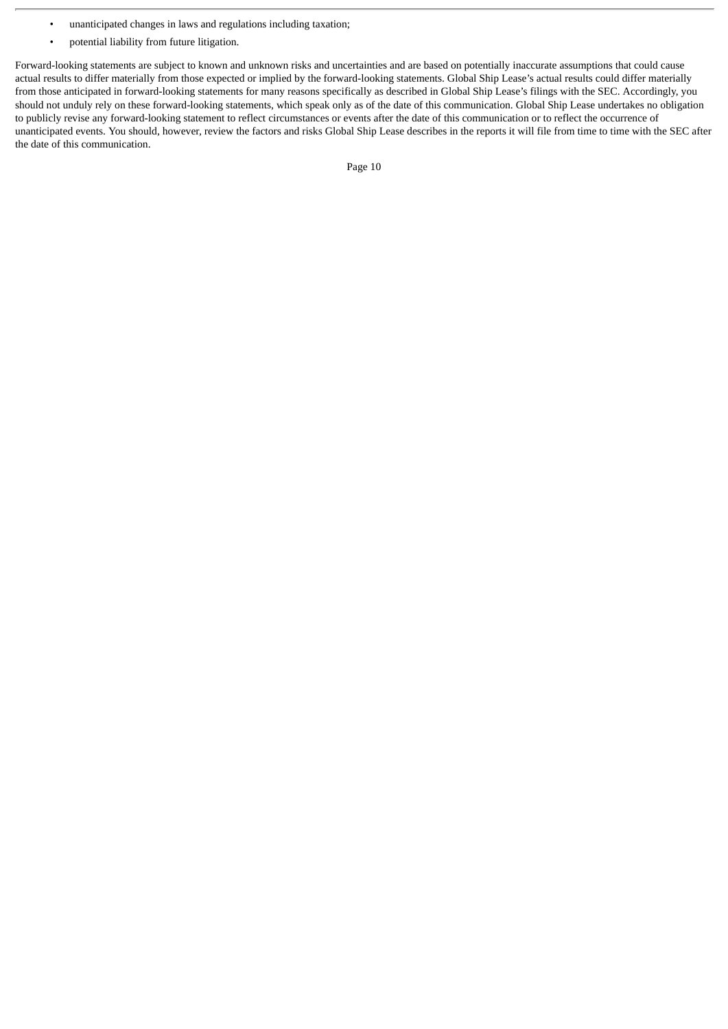- unanticipated changes in laws and regulations including taxation;
- potential liability from future litigation.

Forward-looking statements are subject to known and unknown risks and uncertainties and are based on potentially inaccurate assumptions that could cause actual results to differ materially from those expected or implied by the forward-looking statements. Global Ship Lease's actual results could differ materially from those anticipated in forward-looking statements for many reasons specifically as described in Global Ship Lease's filings with the SEC. Accordingly, you should not unduly rely on these forward-looking statements, which speak only as of the date of this communication. Global Ship Lease undertakes no obligation to publicly revise any forward-looking statement to reflect circumstances or events after the date of this communication or to reflect the occurrence of unanticipated events. You should, however, review the factors and risks Global Ship Lease describes in the reports it will file from time to time with the SEC after the date of this communication.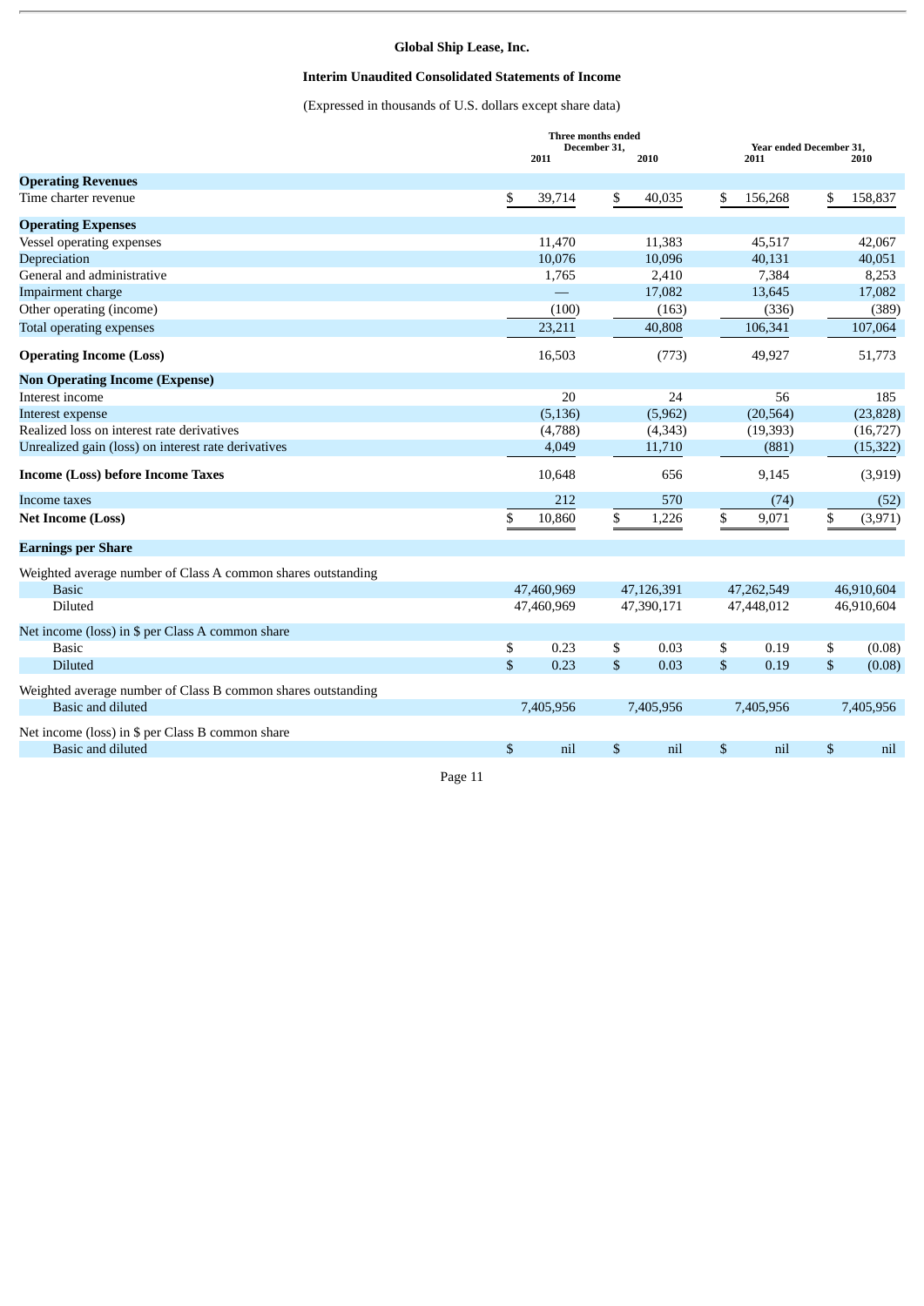**Global Ship Lease, Inc.**

**Interim Unaudited Consolidated Statements of Income**

(Expressed in thousands of U.S. dollars except share data)

| | Three months ended December 31, 2011 | Three months ended December 31, 2010 | Year ended December 31, 2011 | Year ended December 31, 2010 |
|---|---|---|---|---|
| **Operating Revenues** | | | | |
| Time charter revenue | $ 39,714 | $ 40,035 | $ 156,268 | $ 158,837 |
| **Operating Expenses** | | | | |
| Vessel operating expenses | 11,470 | 11,383 | 45,517 | 42,067 |
| Depreciation | 10,076 | 10,096 | 40,131 | 40,051 |
| General and administrative | 1,765 | 2,410 | 7,384 | 8,253 |
| Impairment charge | — | 17,082 | 13,645 | 17,082 |
| Other operating (income) | (100) | (163) | (336) | (389) |
| Total operating expenses | 23,211 | 40,808 | 106,341 | 107,064 |
| **Operating Income (Loss)** | 16,503 | (773) | 49,927 | 51,773 |
| **Non Operating Income (Expense)** | | | | |
| Interest income | 20 | 24 | 56 | 185 |
| Interest expense | (5,136) | (5,962) | (20,564) | (23,828) |
| Realized loss on interest rate derivatives | (4,788) | (4,343) | (19,393) | (16,727) |
| Unrealized gain (loss) on interest rate derivatives | 4,049 | 11,710 | (881) | (15,322) |
| **Income (Loss) before Income Taxes** | 10,648 | 656 | 9,145 | (3,919) |
| Income taxes | 212 | 570 | (74) | (52) |
| **Net Income (Loss)** | $ 10,860 | $ 1,226 | $ 9,071 | $ (3,971) |
| **Earnings per Share** | | | | |
| Weighted average number of Class A common shares outstanding | | | | |
| Basic | 47,460,969 | 47,126,391 | 47,262,549 | 46,910,604 |
| Diluted | 47,460,969 | 47,390,171 | 47,448,012 | 46,910,604 |
| Net income (loss) in $ per Class A common share | | | | |
| Basic | $ 0.23 | $ 0.03 | $ 0.19 | $ (0.08) |
| Diluted | $ 0.23 | $ 0.03 | $ 0.19 | $ (0.08) |
| Weighted average number of Class B common shares outstanding | | | | |
| Basic and diluted | 7,405,956 | 7,405,956 | 7,405,956 | 7,405,956 |
| Net income (loss) in $ per Class B common share | | | | |
| Basic and diluted | $ nil | $ nil | $ nil | $ nil |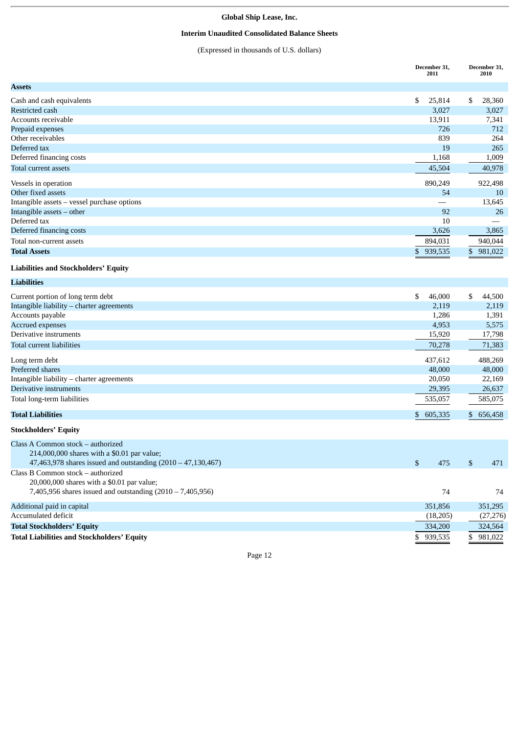# Global Ship Lease, Inc.

## Interim Unaudited Consolidated Balance Sheets

(Expressed in thousands of U.S. dollars)

| | December 31, 2011 | December 31, 2010 |
|---|---|---|
| **Assets** | | |
| Cash and cash equivalents | $ 25,814 | $ 28,360 |
| Restricted cash | 3,027 | 3,027 |
| Accounts receivable | 13,911 | 7,341 |
| Prepaid expenses | 726 | 712 |
| Other receivables | 839 | 264 |
| Deferred tax | 19 | 265 |
| Deferred financing costs | 1,168 | 1,009 |
| Total current assets | 45,504 | 40,978 |
| Vessels in operation | 890,249 | 922,498 |
| Other fixed assets | 54 | 10 |
| Intangible assets – vessel purchase options | — | 13,645 |
| Intangible assets – other | 92 | 26 |
| Deferred tax | 10 | — |
| Deferred financing costs | 3,626 | 3,865 |
| Total non-current assets | 894,031 | 940,044 |
| **Total Assets** | $ 939,535 | $ 981,022 |
| **Liabilities and Stockholders' Equity** | | |
| **Liabilities** | | |
| Current portion of long term debt | $ 46,000 | $ 44,500 |
| Intangible liability – charter agreements | 2,119 | 2,119 |
| Accounts payable | 1,286 | 1,391 |
| Accrued expenses | 4,953 | 5,575 |
| Derivative instruments | 15,920 | 17,798 |
| Total current liabilities | 70,278 | 71,383 |
| Long term debt | 437,612 | 488,269 |
| Preferred shares | 48,000 | 48,000 |
| Intangible liability – charter agreements | 20,050 | 22,169 |
| Derivative instruments | 29,395 | 26,637 |
| Total long-term liabilities | 535,057 | 585,075 |
| **Total Liabilities** | $ 605,335 | $ 656,458 |
| **Stockholders' Equity** | | |
| Class A Common stock – authorized 214,000,000 shares with a $0.01 par value; 47,463,978 shares issued and outstanding (2010 – 47,130,467) | $ 475 | $ 471 |
| Class B Common stock – authorized 20,000,000 shares with a $0.01 par value; 7,405,956 shares issued and outstanding (2010 – 7,405,956) | 74 | 74 |
| Additional paid in capital | 351,856 | 351,295 |
| Accumulated deficit | (18,205) | (27,276) |
| **Total Stockholders' Equity** | 334,200 | 324,564 |
| **Total Liabilities and Stockholders' Equity** | $ 939,535 | $ 981,022 |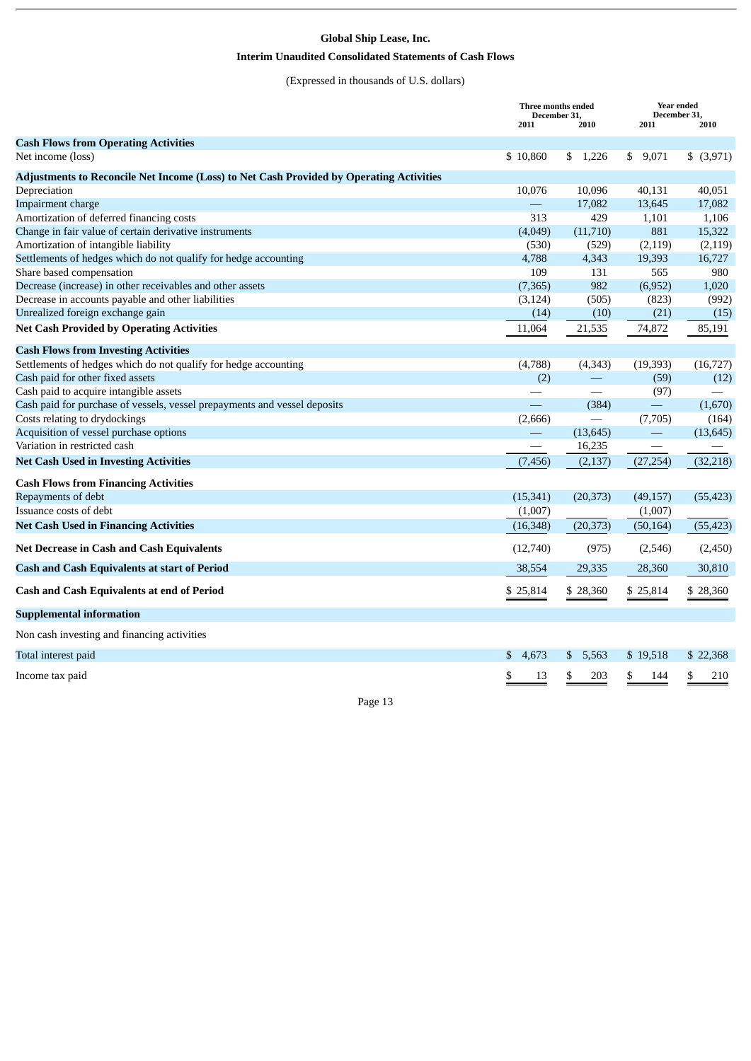# Global Ship Lease, Inc.

## Interim Unaudited Consolidated Statements of Cash Flows

(Expressed in thousands of U.S. dollars)

| | Three months ended December 31, | | Year ended December 31, | |
|---|---|---|---|---|
| | 2011 | 2010 | 2011 | 2010 |
| **Cash Flows from Operating Activities** | | | | |
| Net income (loss) | $ 10,860 | $ 1,226 | $ 9,071 | $ (3,971) |
| **Adjustments to Reconcile Net Income (Loss) to Net Cash Provided by Operating Activities** | | | | |
| Depreciation | 10,076 | 10,096 | 40,131 | 40,051 |
| Impairment charge | — | 17,082 | 13,645 | 17,082 |
| Amortization of deferred financing costs | 313 | 429 | 1,101 | 1,106 |
| Change in fair value of certain derivative instruments | (4,049) | (11,710) | 881 | 15,322 |
| Amortization of intangible liability | (530) | (529) | (2,119) | (2,119) |
| Settlements of hedges which do not qualify for hedge accounting | 4,788 | 4,343 | 19,393 | 16,727 |
| Share based compensation | 109 | 131 | 565 | 980 |
| Decrease (increase) in other receivables and other assets | (7,365) | 982 | (6,952) | 1,020 |
| Decrease in accounts payable and other liabilities | (3,124) | (505) | (823) | (992) |
| Unrealized foreign exchange gain | (14) | (10) | (21) | (15) |
| **Net Cash Provided by Operating Activities** | 11,064 | 21,535 | 74,872 | 85,191 |
| **Cash Flows from Investing Activities** | | | | |
| Settlements of hedges which do not qualify for hedge accounting | (4,788) | (4,343) | (19,393) | (16,727) |
| Cash paid for other fixed assets | (2) | — | (59) | (12) |
| Cash paid to acquire intangible assets | — | — | (97) | — |
| Cash paid for purchase of vessels, vessel prepayments and vessel deposits | — | (384) | — | (1,670) |
| Costs relating to drydockings | (2,666) | — | (7,705) | (164) |
| Acquisition of vessel purchase options | — | (13,645) | — | (13,645) |
| Variation in restricted cash | — | 16,235 | — | — |
| **Net Cash Used in Investing Activities** | (7,456) | (2,137) | (27,254) | (32,218) |
| **Cash Flows from Financing Activities** | | | | |
| Repayments of debt | (15,341) | (20,373) | (49,157) | (55,423) |
| Issuance costs of debt | (1,007) | | (1,007) | |
| **Net Cash Used in Financing Activities** | (16,348) | (20,373) | (50,164) | (55,423) |
| **Net Decrease in Cash and Cash Equivalents** | (12,740) | (975) | (2,546) | (2,450) |
| **Cash and Cash Equivalents at start of Period** | 38,554 | 29,335 | 28,360 | 30,810 |
| **Cash and Cash Equivalents at end of Period** | $ 25,814 | $ 28,360 | $ 25,814 | $ 28,360 |
| **Supplemental information** | | | | |
| Non cash investing and financing activities | | | | |
| Total interest paid | $ 4,673 | $ 5,563 | $ 19,518 | $ 22,368 |
| Income tax paid | $ 13 | $ 203 | $ 144 | $ 210 |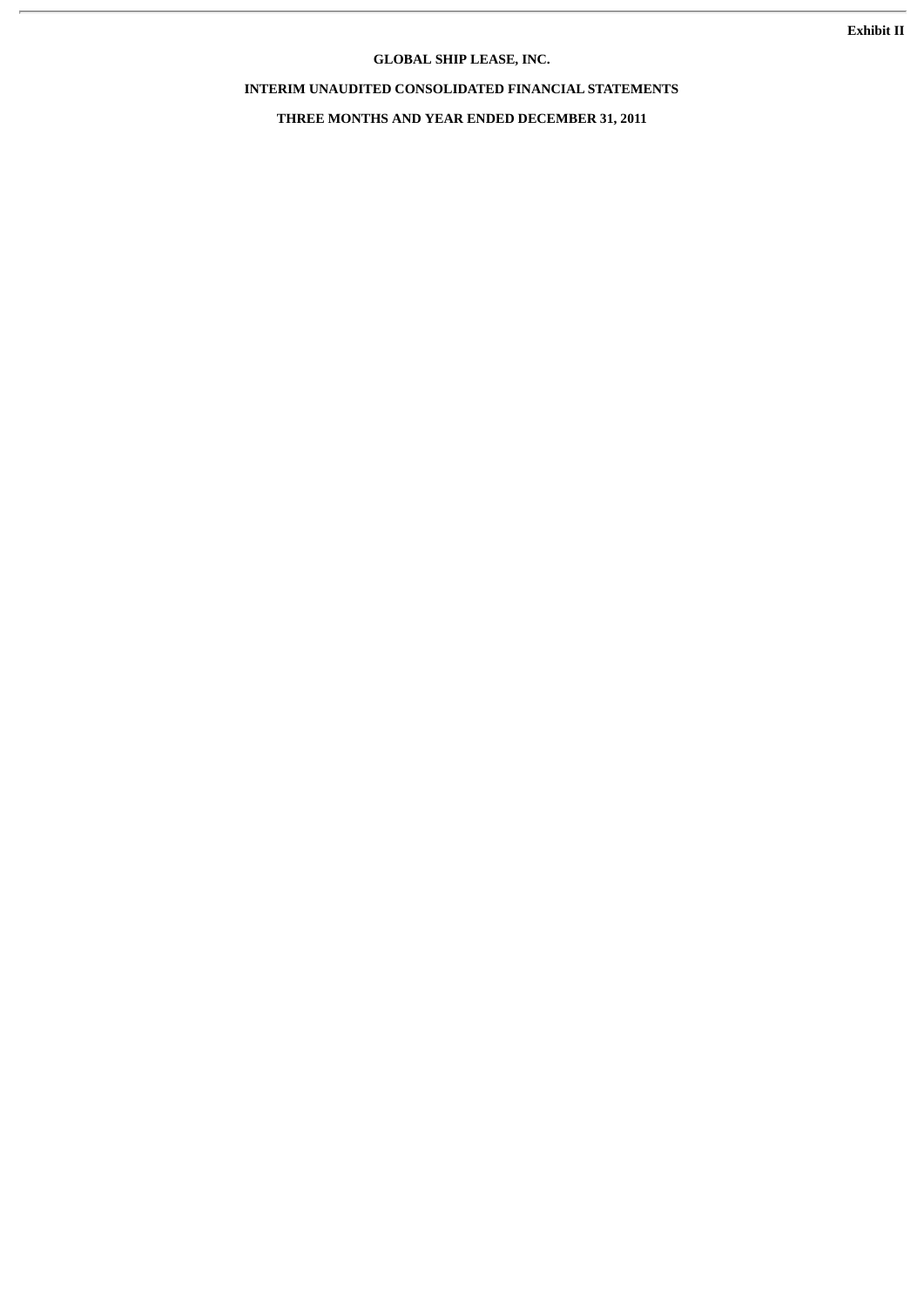**Exhibit II**

# GLOBAL SHIP LEASE, INC.

## INTERIM UNAUDITED CONSOLIDATED FINANCIAL STATEMENTS

## THREE MONTHS AND YEAR ENDED DECEMBER 31, 2011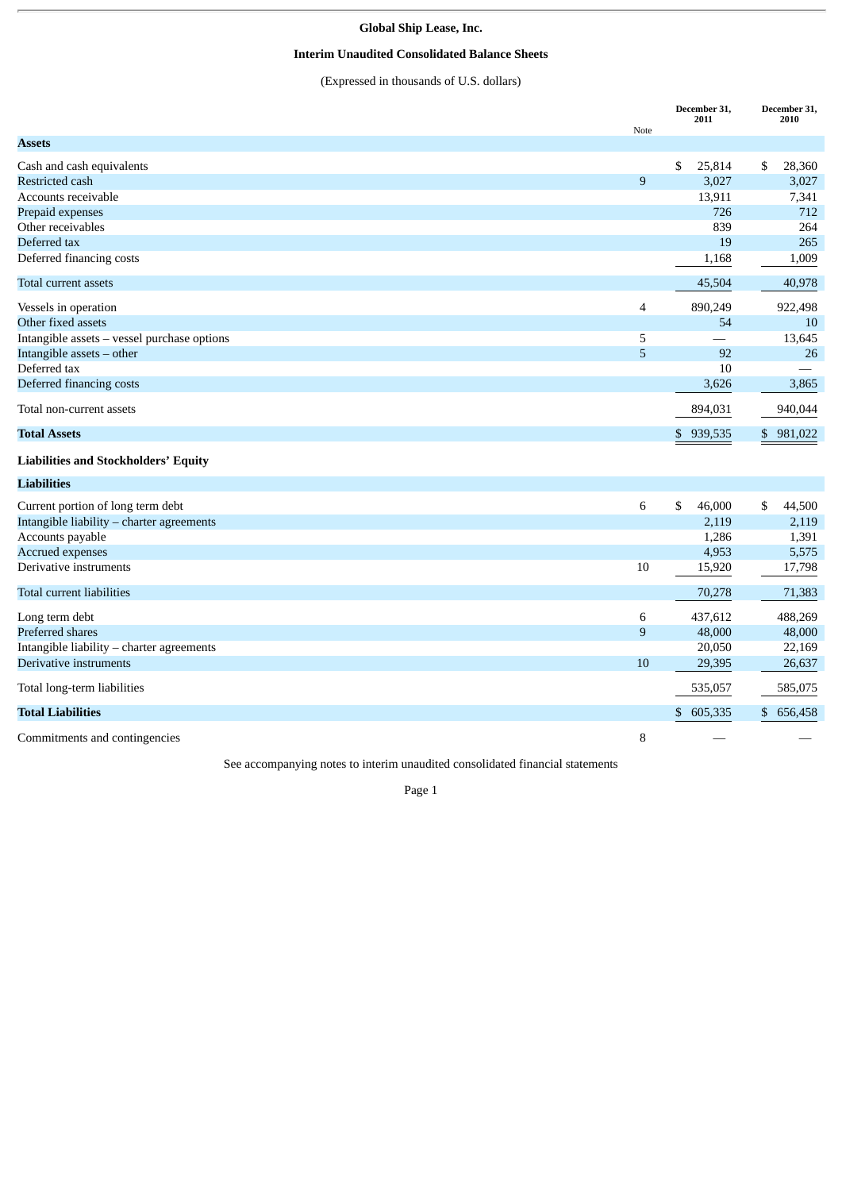# Global Ship Lease, Inc.

## Interim Unaudited Consolidated Balance Sheets

(Expressed in thousands of U.S. dollars)

| | Note | December 31, 2011 | December 31, 2010 |
|---|---|---|---|
| **Assets** | | | |
| Cash and cash equivalents | | $ 25,814 | $ 28,360 |
| Restricted cash | 9 | 3,027 | 3,027 |
| Accounts receivable | | 13,911 | 7,341 |
| Prepaid expenses | | 726 | 712 |
| Other receivables | | 839 | 264 |
| Deferred tax | | 19 | 265 |
| Deferred financing costs | | 1,168 | 1,009 |
| Total current assets | | 45,504 | 40,978 |
| Vessels in operation | 4 | 890,249 | 922,498 |
| Other fixed assets | | 54 | 10 |
| Intangible assets – vessel purchase options | 5 | — | 13,645 |
| Intangible assets – other | 5 | 92 | 26 |
| Deferred tax | | 10 | — |
| Deferred financing costs | | 3,626 | 3,865 |
| Total non-current assets | | 894,031 | 940,044 |
| **Total Assets** | | $ 939,535 | $ 981,022 |
| **Liabilities and Stockholders' Equity** | | | |
| **Liabilities** | | | |
| Current portion of long term debt | 6 | $ 46,000 | $ 44,500 |
| Intangible liability – charter agreements | | 2,119 | 2,119 |
| Accounts payable | | 1,286 | 1,391 |
| Accrued expenses | | 4,953 | 5,575 |
| Derivative instruments | 10 | 15,920 | 17,798 |
| Total current liabilities | | 70,278 | 71,383 |
| Long term debt | 6 | 437,612 | 488,269 |
| Preferred shares | 9 | 48,000 | 48,000 |
| Intangible liability – charter agreements | | 20,050 | 22,169 |
| Derivative instruments | 10 | 29,395 | 26,637 |
| Total long-term liabilities | | 535,057 | 585,075 |
| **Total Liabilities** | | $ 605,335 | $ 656,458 |
| Commitments and contingencies | 8 | — | — |

See accompanying notes to interim unaudited consolidated financial statements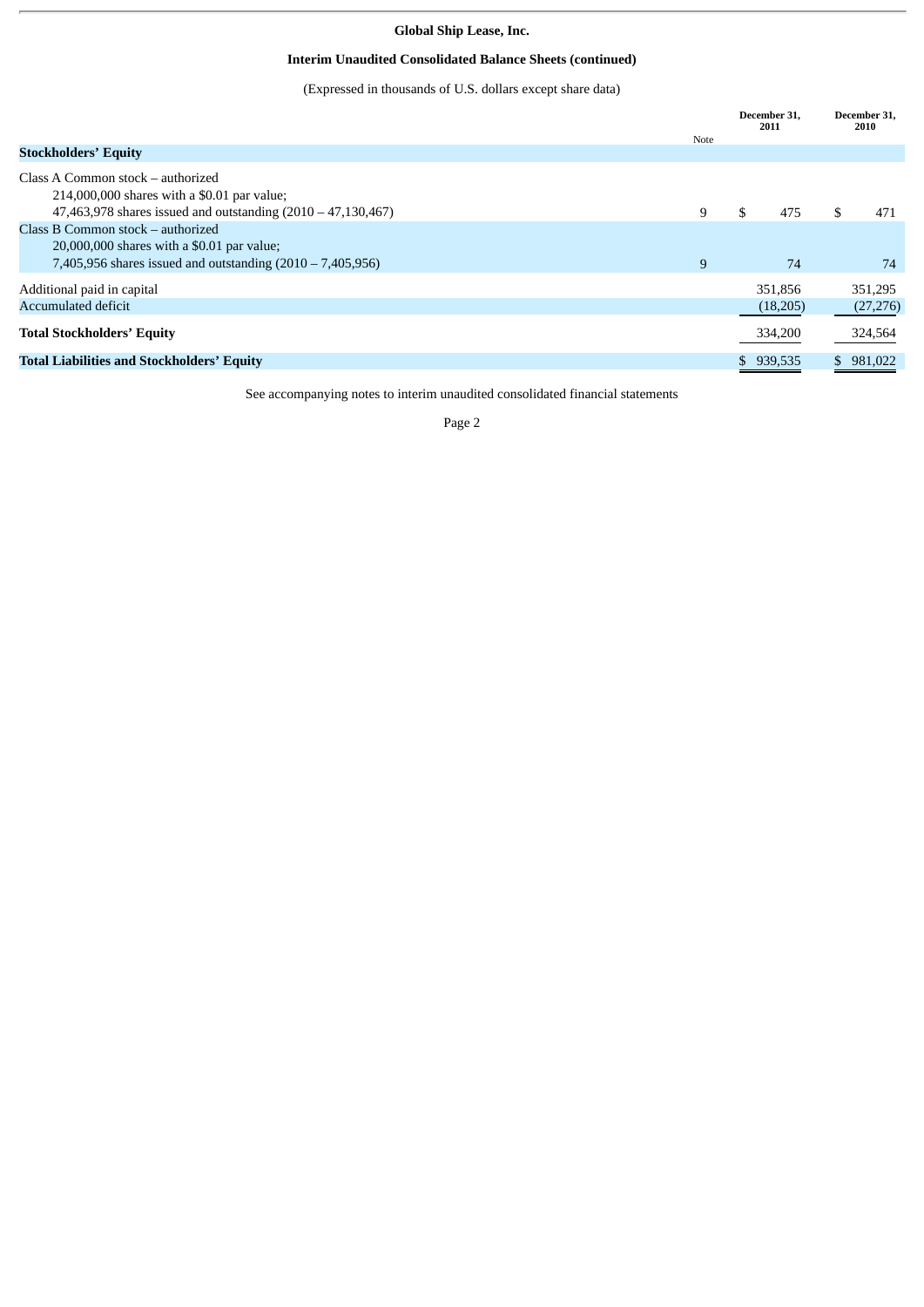**Global Ship Lease, Inc.**

**Interim Unaudited Consolidated Balance Sheets (continued)**

(Expressed in thousands of U.S. dollars except share data)

| | Note | December 31, 2011 | December 31, 2010 |
|---|---|---|---|
| **Stockholders' Equity** | | | |
| Class A Common stock – authorized 214,000,000 shares with a $0.01 par value; 47,463,978 shares issued and outstanding (2010 – 47,130,467) | 9 | $ 475 | $ 471 |
| Class B Common stock – authorized 20,000,000 shares with a $0.01 par value; 7,405,956 shares issued and outstanding (2010 – 7,405,956) | 9 | 74 | 74 |
| Additional paid in capital | | 351,856 | 351,295 |
| Accumulated deficit | | (18,205) | (27,276) |
| **Total Stockholders' Equity** | | 334,200 | 324,564 |
| **Total Liabilities and Stockholders' Equity** | | $ 939,535 | $ 981,022 |

See accompanying notes to interim unaudited consolidated financial statements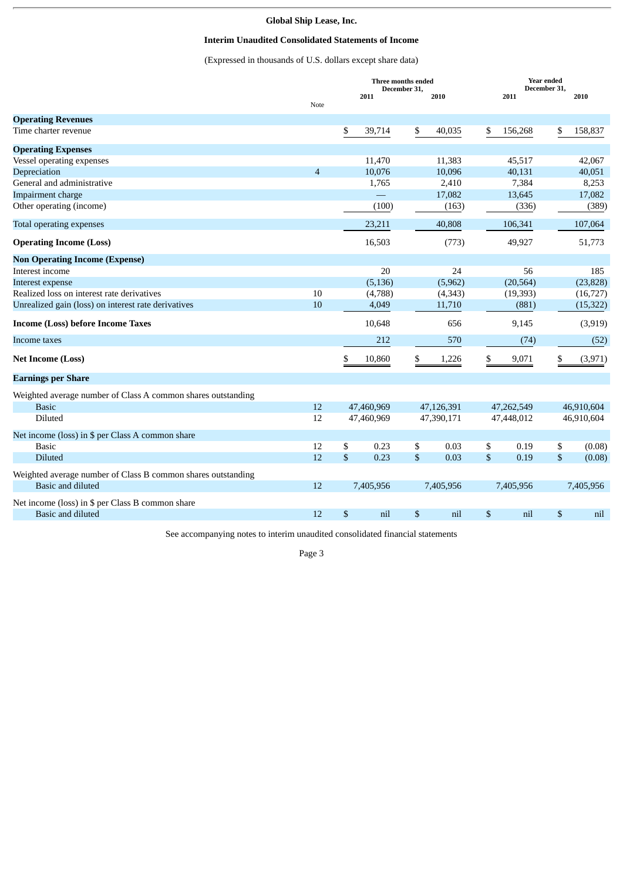**Global Ship Lease, Inc.**

**Interim Unaudited Consolidated Statements of Income**

(Expressed in thousands of U.S. dollars except share data)

| | Note | Three months ended December 31, 2011 | Three months ended December 31, 2010 | Year ended December 31, 2011 | Year ended December 31, 2010 |
|---|---|---|---|---|---|
| **Operating Revenues** | | | | | |
| Time charter revenue | | $ 39,714 | $ 40,035 | $ 156,268 | $ 158,837 |
| **Operating Expenses** | | | | | |
| Vessel operating expenses | | 11,470 | 11,383 | 45,517 | 42,067 |
| Depreciation | 4 | 10,076 | 10,096 | 40,131 | 40,051 |
| General and administrative | | 1,765 | 2,410 | 7,384 | 8,253 |
| Impairment charge | | — | 17,082 | 13,645 | 17,082 |
| Other operating (income) | | (100) | (163) | (336) | (389) |
| Total operating expenses | | 23,211 | 40,808 | 106,341 | 107,064 |
| **Operating Income (Loss)** | | 16,503 | (773) | 49,927 | 51,773 |
| **Non Operating Income (Expense)** | | | | | |
| Interest income | | 20 | 24 | 56 | 185 |
| Interest expense | | (5,136) | (5,962) | (20,564) | (23,828) |
| Realized loss on interest rate derivatives | 10 | (4,788) | (4,343) | (19,393) | (16,727) |
| Unrealized gain (loss) on interest rate derivatives | 10 | 4,049 | 11,710 | (881) | (15,322) |
| **Income (Loss) before Income Taxes** | | 10,648 | 656 | 9,145 | (3,919) |
| Income taxes | | 212 | 570 | (74) | (52) |
| **Net Income (Loss)** | | $ 10,860 | $ 1,226 | $ 9,071 | $ (3,971) |
| **Earnings per Share** | | | | | |
| Weighted average number of Class A common shares outstanding | | | | | |
| Basic | 12 | 47,460,969 | 47,126,391 | 47,262,549 | 46,910,604 |
| Diluted | 12 | 47,460,969 | 47,390,171 | 47,448,012 | 46,910,604 |
| Net income (loss) in $ per Class A common share | | | | | |
| Basic | 12 | $ 0.23 | $ 0.03 | $ 0.19 | $ (0.08) |
| Diluted | 12 | $ 0.23 | $ 0.03 | $ 0.19 | $ (0.08) |
| Weighted average number of Class B common shares outstanding | | | | | |
| Basic and diluted | 12 | 7,405,956 | 7,405,956 | 7,405,956 | 7,405,956 |
| Net income (loss) in $ per Class B common share | | | | | |
| Basic and diluted | 12 | $ nil | $ nil | $ nil | $ nil |

See accompanying notes to interim unaudited consolidated financial statements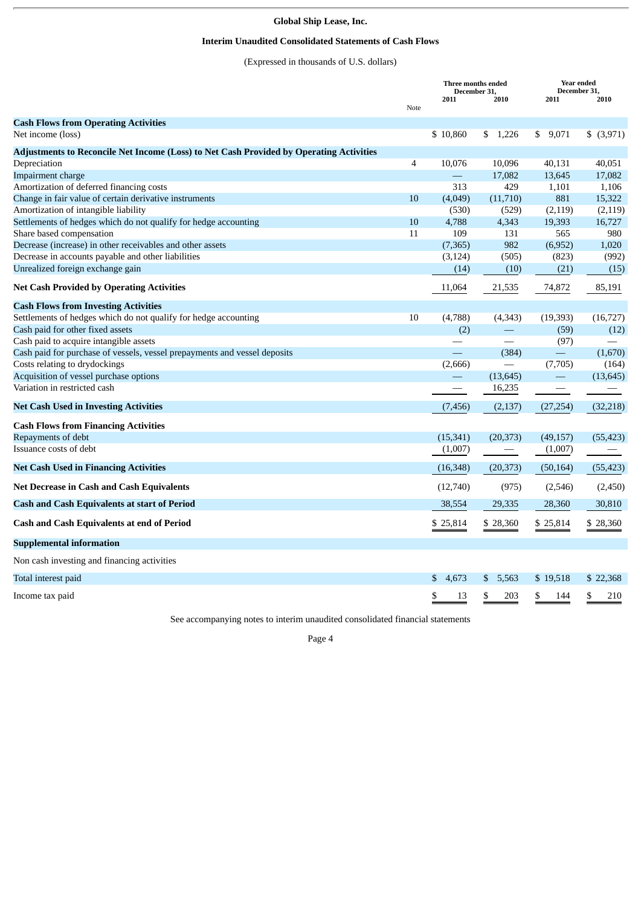**Global Ship Lease, Inc.**

**Interim Unaudited Consolidated Statements of Cash Flows**

(Expressed in thousands of U.S. dollars)

| | Note | Three months ended December 31, 2011 | Three months ended December 31, 2010 | Year ended December 31, 2011 | Year ended December 31, 2010 |
|---|---|---|---|---|---|
| **Cash Flows from Operating Activities** | | | | | |
| Net income (loss) | | $ 10,860 | $ 1,226 | $ 9,071 | $ (3,971) |
| **Adjustments to Reconcile Net Income (Loss) to Net Cash Provided by Operating Activities** | | | | | |
| Depreciation | 4 | 10,076 | 10,096 | 40,131 | 40,051 |
| Impairment charge | | — | 17,082 | 13,645 | 17,082 |
| Amortization of deferred financing costs | | 313 | 429 | 1,101 | 1,106 |
| Change in fair value of certain derivative instruments | 10 | (4,049) | (11,710) | 881 | 15,322 |
| Amortization of intangible liability | | (530) | (529) | (2,119) | (2,119) |
| Settlements of hedges which do not qualify for hedge accounting | 10 | 4,788 | 4,343 | 19,393 | 16,727 |
| Share based compensation | 11 | 109 | 131 | 565 | 980 |
| Decrease (increase) in other receivables and other assets | | (7,365) | 982 | (6,952) | 1,020 |
| Decrease in accounts payable and other liabilities | | (3,124) | (505) | (823) | (992) |
| Unrealized foreign exchange gain | | (14) | (10) | (21) | (15) |
| **Net Cash Provided by Operating Activities** | | 11,064 | 21,535 | 74,872 | 85,191 |
| **Cash Flows from Investing Activities** | | | | | |
| Settlements of hedges which do not qualify for hedge accounting | 10 | (4,788) | (4,343) | (19,393) | (16,727) |
| Cash paid for other fixed assets | | (2) | — | (59) | (12) |
| Cash paid to acquire intangible assets | | — | — | (97) | — |
| Cash paid for purchase of vessels, vessel prepayments and vessel deposits | | — | (384) | — | (1,670) |
| Costs relating to drydockings | | (2,666) | — | (7,705) | (164) |
| Acquisition of vessel purchase options | | — | (13,645) | — | (13,645) |
| Variation in restricted cash | | — | 16,235 | — | — |
| **Net Cash Used in Investing Activities** | | (7,456) | (2,137) | (27,254) | (32,218) |
| **Cash Flows from Financing Activities** | | | | | |
| Repayments of debt | | (15,341) | (20,373) | (49,157) | (55,423) |
| Issuance costs of debt | | (1,007) | — | (1,007) | — |
| **Net Cash Used in Financing Activities** | | (16,348) | (20,373) | (50,164) | (55,423) |
| **Net Decrease in Cash and Cash Equivalents** | | (12,740) | (975) | (2,546) | (2,450) |
| **Cash and Cash Equivalents at start of Period** | | 38,554 | 29,335 | 28,360 | 30,810 |
| **Cash and Cash Equivalents at end of Period** | | $ 25,814 | $ 28,360 | $ 25,814 | $ 28,360 |
| **Supplemental information** | | | | | |
| Non cash investing and financing activities | | | | | |
| Total interest paid | | $ 4,673 | $ 5,563 | $ 19,518 | $ 22,368 |
| Income tax paid | | $ 13 | $ 203 | $ 144 | $ 210 |

See accompanying notes to interim unaudited consolidated financial statements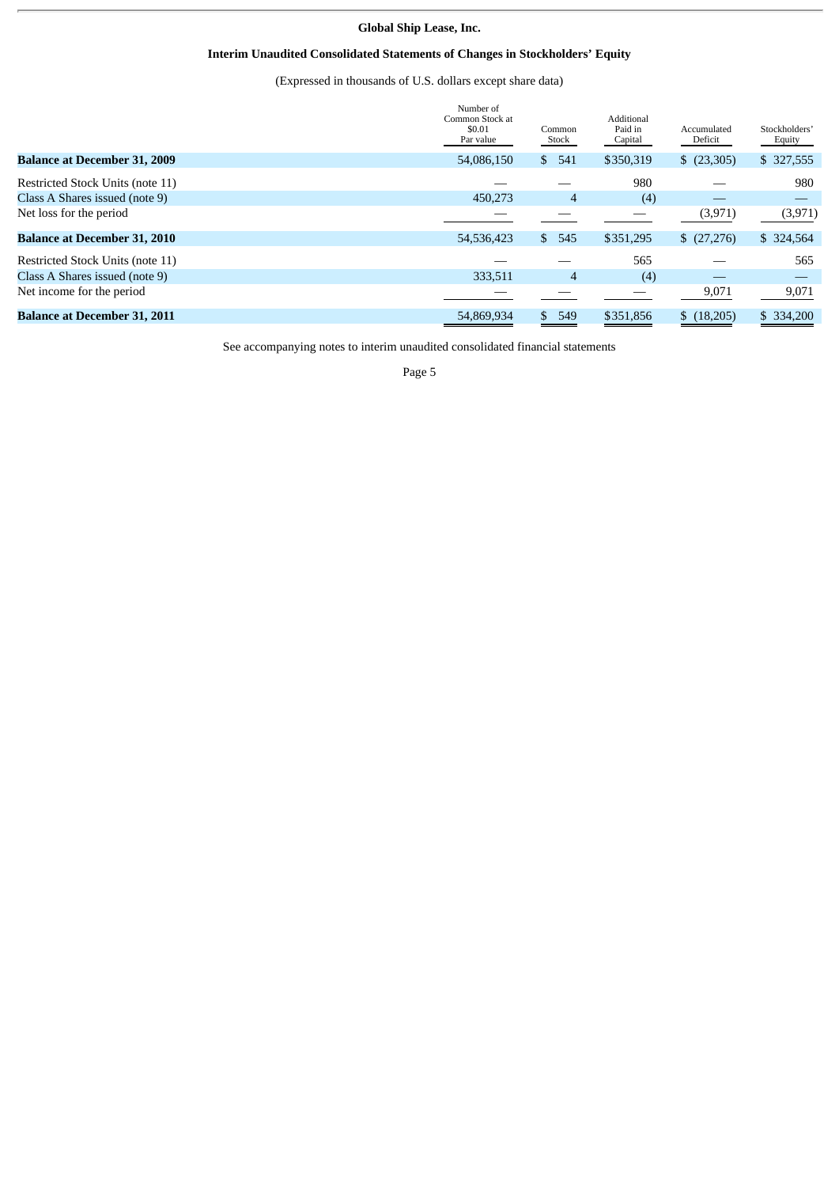**Global Ship Lease, Inc.**

**Interim Unaudited Consolidated Statements of Changes in Stockholders' Equity**

(Expressed in thousands of U.S. dollars except share data)

| | Number of Common Stock at $0.01 Par value | Common Stock | Additional Paid in Capital | Accumulated Deficit | Stockholders' Equity |
|---|---|---|---|---|---|
| **Balance at December 31, 2009** | 54,086,150 | $ 541 | $350,319 | $ (23,305) | $ 327,555 |
| Restricted Stock Units (note 11) | — | — | 980 | — | 980 |
| Class A Shares issued (note 9) | 450,273 | 4 | (4) | — | — |
| Net loss for the period | — | — | — | (3,971) | (3,971) |
| **Balance at December 31, 2010** | 54,536,423 | $ 545 | $351,295 | $ (27,276) | $ 324,564 |
| Restricted Stock Units (note 11) | — | — | 565 | — | 565 |
| Class A Shares issued (note 9) | 333,511 | 4 | (4) | — | — |
| Net income for the period | — | — | — | 9,071 | 9,071 |
| **Balance at December 31, 2011** | 54,869,934 | $ 549 | $351,856 | $ (18,205) | $ 334,200 |

See accompanying notes to interim unaudited consolidated financial statements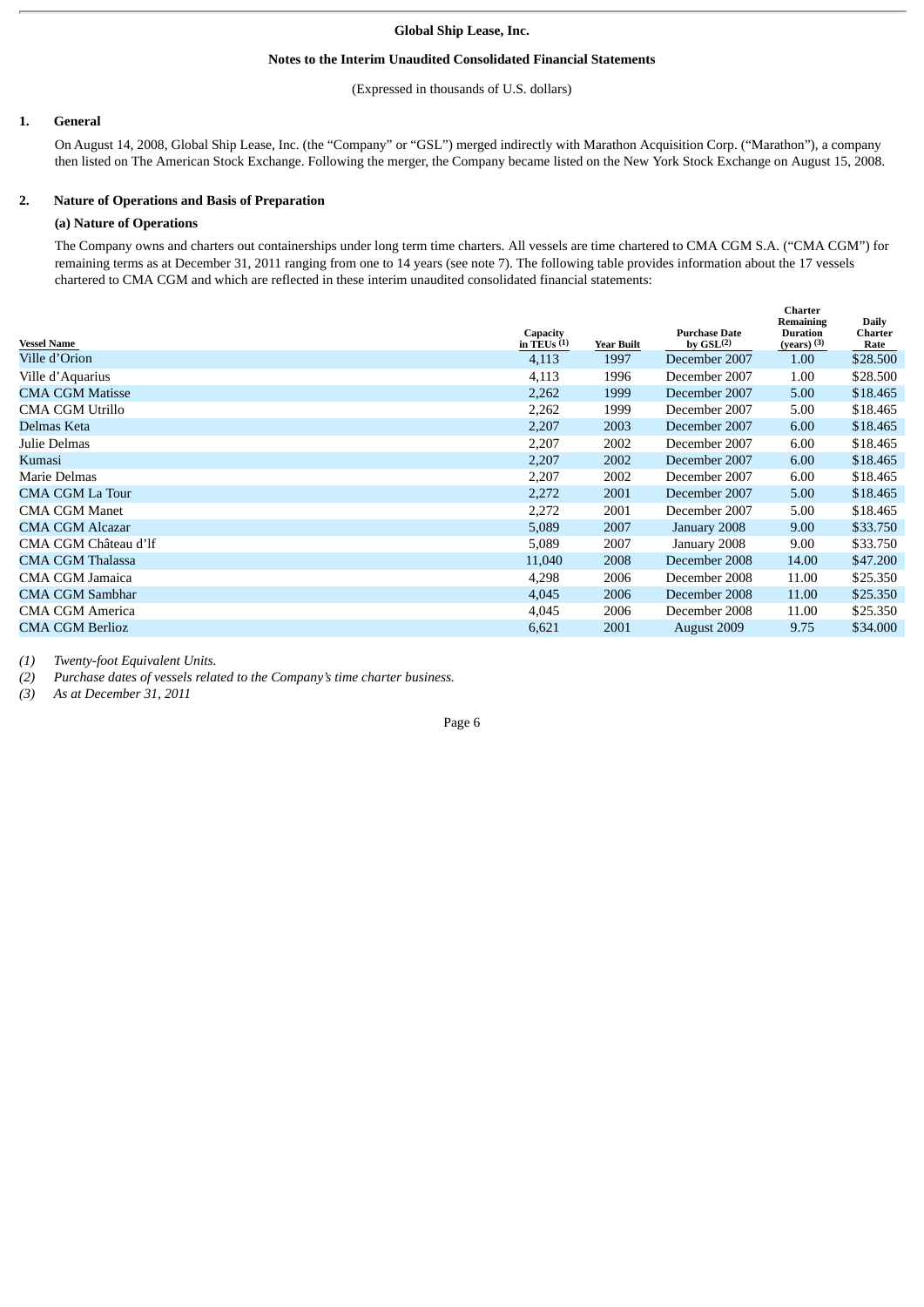**Global Ship Lease, Inc.**

**Notes to the Interim Unaudited Consolidated Financial Statements**

(Expressed in thousands of U.S. dollars)

## 1. General

On August 14, 2008, Global Ship Lease, Inc. (the "Company" or "GSL") merged indirectly with Marathon Acquisition Corp. ("Marathon"), a company then listed on The American Stock Exchange. Following the merger, the Company became listed on the New York Stock Exchange on August 15, 2008.

## 2. Nature of Operations and Basis of Preparation

### (a) Nature of Operations

The Company owns and charters out containerships under long term time charters. All vessels are time chartered to CMA CGM S.A. ("CMA CGM") for remaining terms as at December 31, 2011 ranging from one to 14 years (see note 7). The following table provides information about the 17 vessels chartered to CMA CGM and which are reflected in these interim unaudited consolidated financial statements:

| Vessel Name | Capacity in TEUs (1) | Year Built | Purchase Date by GSL(2) | Charter Remaining Duration (years) (3) | Daily Charter Rate |
|---|---|---|---|---|---|
| Ville d'Orion | 4,113 | 1997 | December 2007 | 1.00 | $28.500 |
| Ville d'Aquarius | 4,113 | 1996 | December 2007 | 1.00 | $28.500 |
| CMA CGM Matisse | 2,262 | 1999 | December 2007 | 5.00 | $18.465 |
| CMA CGM Utrillo | 2,262 | 1999 | December 2007 | 5.00 | $18.465 |
| Delmas Keta | 2,207 | 2003 | December 2007 | 6.00 | $18.465 |
| Julie Delmas | 2,207 | 2002 | December 2007 | 6.00 | $18.465 |
| Kumasi | 2,207 | 2002 | December 2007 | 6.00 | $18.465 |
| Marie Delmas | 2,207 | 2002 | December 2007 | 6.00 | $18.465 |
| CMA CGM La Tour | 2,272 | 2001 | December 2007 | 5.00 | $18.465 |
| CMA CGM Manet | 2,272 | 2001 | December 2007 | 5.00 | $18.465 |
| CMA CGM Alcazar | 5,089 | 2007 | January 2008 | 9.00 | $33.750 |
| CMA CGM Château d'If | 5,089 | 2007 | January 2008 | 9.00 | $33.750 |
| CMA CGM Thalassa | 11,040 | 2008 | December 2008 | 14.00 | $47.200 |
| CMA CGM Jamaica | 4,298 | 2006 | December 2008 | 11.00 | $25.350 |
| CMA CGM Sambhar | 4,045 | 2006 | December 2008 | 11.00 | $25.350 |
| CMA CGM America | 4,045 | 2006 | December 2008 | 11.00 | $25.350 |
| CMA CGM Berlioz | 6,621 | 2001 | August 2009 | 9.75 | $34.000 |

*(1) Twenty-foot Equivalent Units.*

*(2) Purchase dates of vessels related to the Company's time charter business.*

*(3) As at December 31, 2011*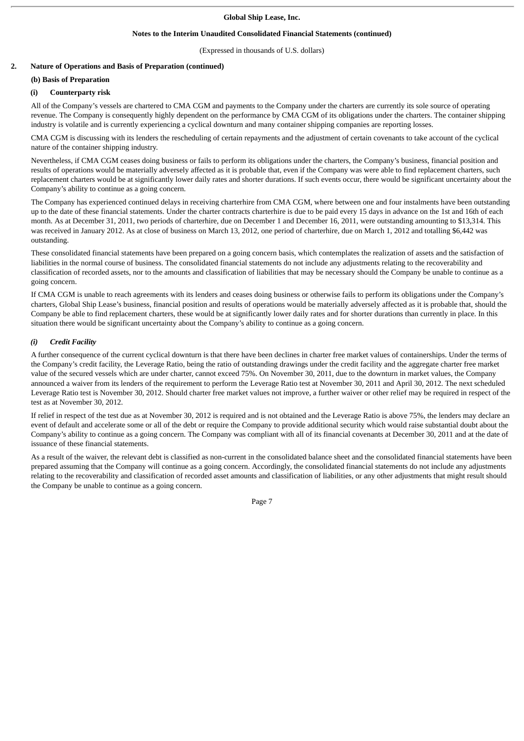## 2. Nature of Operations and Basis of Preparation (continued)

### (b) Basis of Preparation

#### (i) Counterparty risk

All of the Company's vessels are chartered to CMA CGM and payments to the Company under the charters are currently its sole source of operating revenue. The Company is consequently highly dependent on the performance by CMA CGM of its obligations under the charters. The container shipping industry is volatile and is currently experiencing a cyclical downturn and many container shipping companies are reporting losses.

CMA CGM is discussing with its lenders the rescheduling of certain repayments and the adjustment of certain covenants to take account of the cyclical nature of the container shipping industry.

Nevertheless, if CMA CGM ceases doing business or fails to perform its obligations under the charters, the Company's business, financial position and results of operations would be materially adversely affected as it is probable that, even if the Company was were able to find replacement charters, such replacement charters would be at significantly lower daily rates and shorter durations. If such events occur, there would be significant uncertainty about the Company's ability to continue as a going concern.

The Company has experienced continued delays in receiving charterhire from CMA CGM, where between one and four instalments have been outstanding up to the date of these financial statements. Under the charter contracts charterhire is due to be paid every 15 days in advance on the 1st and 16th of each month. As at December 31, 2011, two periods of charterhire, due on December 1 and December 16, 2011, were outstanding amounting to $13,314. This was received in January 2012. As at close of business on March 13, 2012, one period of charterhire, due on March 1, 2012 and totalling $6,442 was outstanding.

These consolidated financial statements have been prepared on a going concern basis, which contemplates the realization of assets and the satisfaction of liabilities in the normal course of business. The consolidated financial statements do not include any adjustments relating to the recoverability and classification of recorded assets, nor to the amounts and classification of liabilities that may be necessary should the Company be unable to continue as a going concern.

If CMA CGM is unable to reach agreements with its lenders and ceases doing business or otherwise fails to perform its obligations under the Company's charters, Global Ship Lease's business, financial position and results of operations would be materially adversely affected as it is probable that, should the Company be able to find replacement charters, these would be at significantly lower daily rates and for shorter durations than currently in place. In this situation there would be significant uncertainty about the Company's ability to continue as a going concern.

#### *(i) Credit Facility*

A further consequence of the current cyclical downturn is that there have been declines in charter free market values of containerships. Under the terms of the Company's credit facility, the Leverage Ratio, being the ratio of outstanding drawings under the credit facility and the aggregate charter free market value of the secured vessels which are under charter, cannot exceed 75%. On November 30, 2011, due to the downturn in market values, the Company announced a waiver from its lenders of the requirement to perform the Leverage Ratio test at November 30, 2011 and April 30, 2012. The next scheduled Leverage Ratio test is November 30, 2012. Should charter free market values not improve, a further waiver or other relief may be required in respect of the test as at November 30, 2012.

If relief in respect of the test due as at November 30, 2012 is required and is not obtained and the Leverage Ratio is above 75%, the lenders may declare an event of default and accelerate some or all of the debt or require the Company to provide additional security which would raise substantial doubt about the Company's ability to continue as a going concern. The Company was compliant with all of its financial covenants at December 30, 2011 and at the date of issuance of these financial statements.

As a result of the waiver, the relevant debt is classified as non-current in the consolidated balance sheet and the consolidated financial statements have been prepared assuming that the Company will continue as a going concern. Accordingly, the consolidated financial statements do not include any adjustments relating to the recoverability and classification of recorded asset amounts and classification of liabilities, or any other adjustments that might result should the Company be unable to continue as a going concern.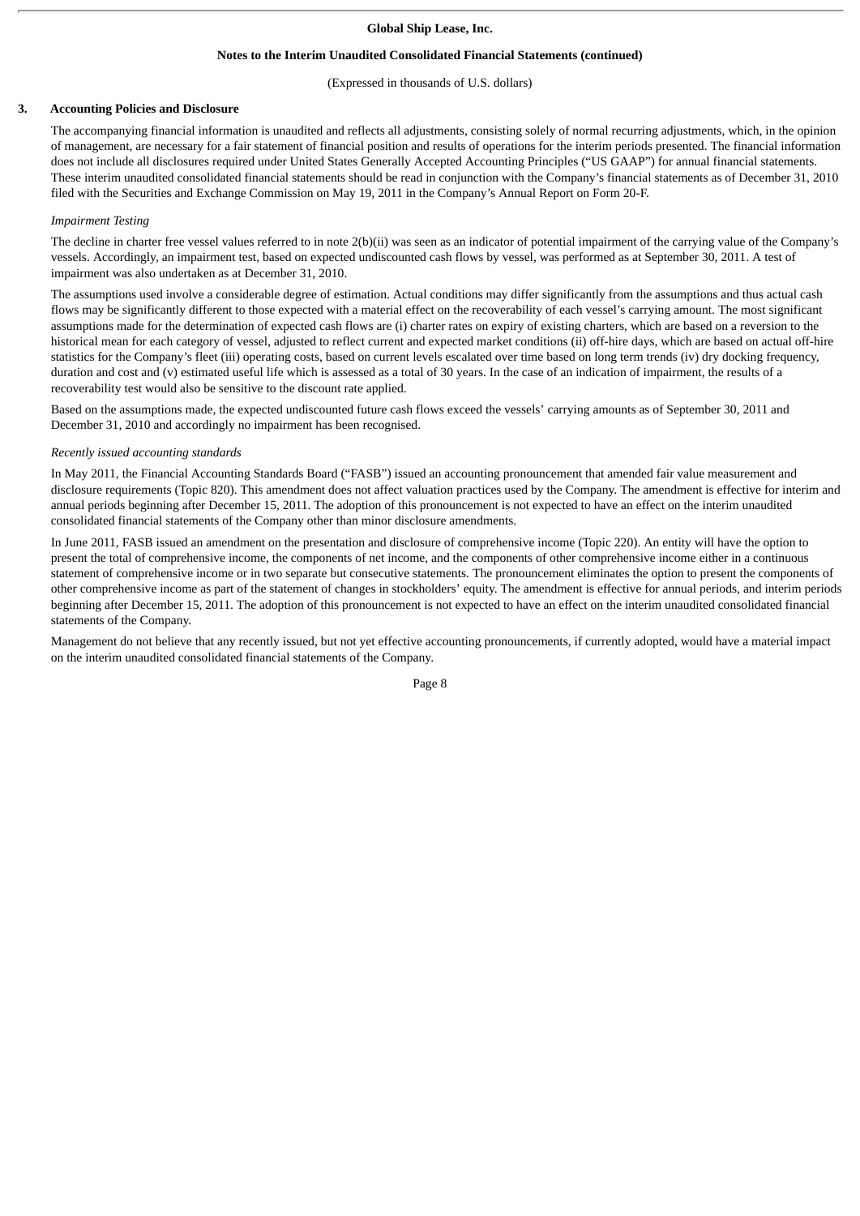# Global Ship Lease, Inc.

## Notes to the Interim Unaudited Consolidated Financial Statements (continued)

(Expressed in thousands of U.S. dollars)

### 3. Accounting Policies and Disclosure

The accompanying financial information is unaudited and reflects all adjustments, consisting solely of normal recurring adjustments, which, in the opinion of management, are necessary for a fair statement of financial position and results of operations for the interim periods presented. The financial information does not include all disclosures required under United States Generally Accepted Accounting Principles ("US GAAP") for annual financial statements. These interim unaudited consolidated financial statements should be read in conjunction with the Company's financial statements as of December 31, 2010 filed with the Securities and Exchange Commission on May 19, 2011 in the Company's Annual Report on Form 20-F.

*Impairment Testing*

The decline in charter free vessel values referred to in note 2(b)(ii) was seen as an indicator of potential impairment of the carrying value of the Company's vessels. Accordingly, an impairment test, based on expected undiscounted cash flows by vessel, was performed as at September 30, 2011. A test of impairment was also undertaken as at December 31, 2010.

The assumptions used involve a considerable degree of estimation. Actual conditions may differ significantly from the assumptions and thus actual cash flows may be significantly different to those expected with a material effect on the recoverability of each vessel's carrying amount. The most significant assumptions made for the determination of expected cash flows are (i) charter rates on expiry of existing charters, which are based on a reversion to the historical mean for each category of vessel, adjusted to reflect current and expected market conditions (ii) off-hire days, which are based on actual off-hire statistics for the Company's fleet (iii) operating costs, based on current levels escalated over time based on long term trends (iv) dry docking frequency, duration and cost and (v) estimated useful life which is assessed as a total of 30 years. In the case of an indication of impairment, the results of a recoverability test would also be sensitive to the discount rate applied.

Based on the assumptions made, the expected undiscounted future cash flows exceed the vessels' carrying amounts as of September 30, 2011 and December 31, 2010 and accordingly no impairment has been recognised.

*Recently issued accounting standards*

In May 2011, the Financial Accounting Standards Board ("FASB") issued an accounting pronouncement that amended fair value measurement and disclosure requirements (Topic 820). This amendment does not affect valuation practices used by the Company. The amendment is effective for interim and annual periods beginning after December 15, 2011. The adoption of this pronouncement is not expected to have an effect on the interim unaudited consolidated financial statements of the Company other than minor disclosure amendments.

In June 2011, FASB issued an amendment on the presentation and disclosure of comprehensive income (Topic 220). An entity will have the option to present the total of comprehensive income, the components of net income, and the components of other comprehensive income either in a continuous statement of comprehensive income or in two separate but consecutive statements. The pronouncement eliminates the option to present the components of other comprehensive income as part of the statement of changes in stockholders' equity. The amendment is effective for annual periods, and interim periods beginning after December 15, 2011. The adoption of this pronouncement is not expected to have an effect on the interim unaudited consolidated financial statements of the Company.

Management do not believe that any recently issued, but not yet effective accounting pronouncements, if currently adopted, would have a material impact on the interim unaudited consolidated financial statements of the Company.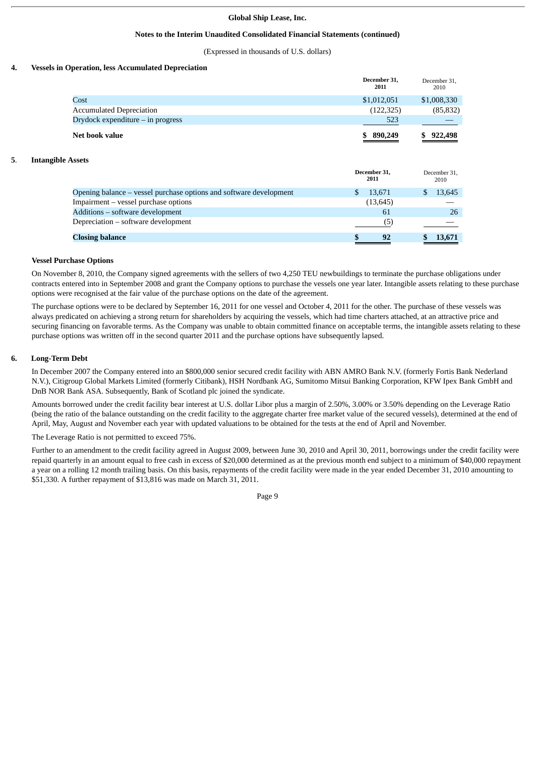**Global Ship Lease, Inc.**

**Notes to the Interim Unaudited Consolidated Financial Statements (continued)**

(Expressed in thousands of U.S. dollars)

## 4. Vessels in Operation, less Accumulated Depreciation

| | December 31, 2011 | December 31, 2010 |
|---|---|---|
| Cost | $1,012,051 | $1,008,330 |
| Accumulated Depreciation | (122,325) | (85,832) |
| Drydock expenditure – in progress | 523 | — |
| **Net book value** | **$ 890,249** | **$ 922,498** |

## 5. Intangible Assets

| | December 31, 2011 | December 31, 2010 |
|---|---|---|
| Opening balance – vessel purchase options and software development | $ 13,671 | $ 13,645 |
| Impairment – vessel purchase options | (13,645) | — |
| Additions – software development | 61 | 26 |
| Depreciation – software development | (5) | — |
| **Closing balance** | **$ 92** | **$ 13,671** |

### Vessel Purchase Options

On November 8, 2010, the Company signed agreements with the sellers of two 4,250 TEU newbuildings to terminate the purchase obligations under contracts entered into in September 2008 and grant the Company options to purchase the vessels one year later. Intangible assets relating to these purchase options were recognised at the fair value of the purchase options on the date of the agreement.

The purchase options were to be declared by September 16, 2011 for one vessel and October 4, 2011 for the other. The purchase of these vessels was always predicated on achieving a strong return for shareholders by acquiring the vessels, which had time charters attached, at an attractive price and securing financing on favorable terms. As the Company was unable to obtain committed finance on acceptable terms, the intangible assets relating to these purchase options was written off in the second quarter 2011 and the purchase options have subsequently lapsed.

## 6. Long-Term Debt

In December 2007 the Company entered into an $800,000 senior secured credit facility with ABN AMRO Bank N.V. (formerly Fortis Bank Nederland N.V.), Citigroup Global Markets Limited (formerly Citibank), HSH Nordbank AG, Sumitomo Mitsui Banking Corporation, KFW Ipex Bank GmbH and DnB NOR Bank ASA. Subsequently, Bank of Scotland plc joined the syndicate.

Amounts borrowed under the credit facility bear interest at U.S. dollar Libor plus a margin of 2.50%, 3.00% or 3.50% depending on the Leverage Ratio (being the ratio of the balance outstanding on the credit facility to the aggregate charter free market value of the secured vessels), determined at the end of April, May, August and November each year with updated valuations to be obtained for the tests at the end of April and November.

The Leverage Ratio is not permitted to exceed 75%.

Further to an amendment to the credit facility agreed in August 2009, between June 30, 2010 and April 30, 2011, borrowings under the credit facility were repaid quarterly in an amount equal to free cash in excess of $20,000 determined as at the previous month end subject to a minimum of $40,000 repayment a year on a rolling 12 month trailing basis. On this basis, repayments of the credit facility were made in the year ended December 31, 2010 amounting to $51,330. A further repayment of $13,816 was made on March 31, 2011.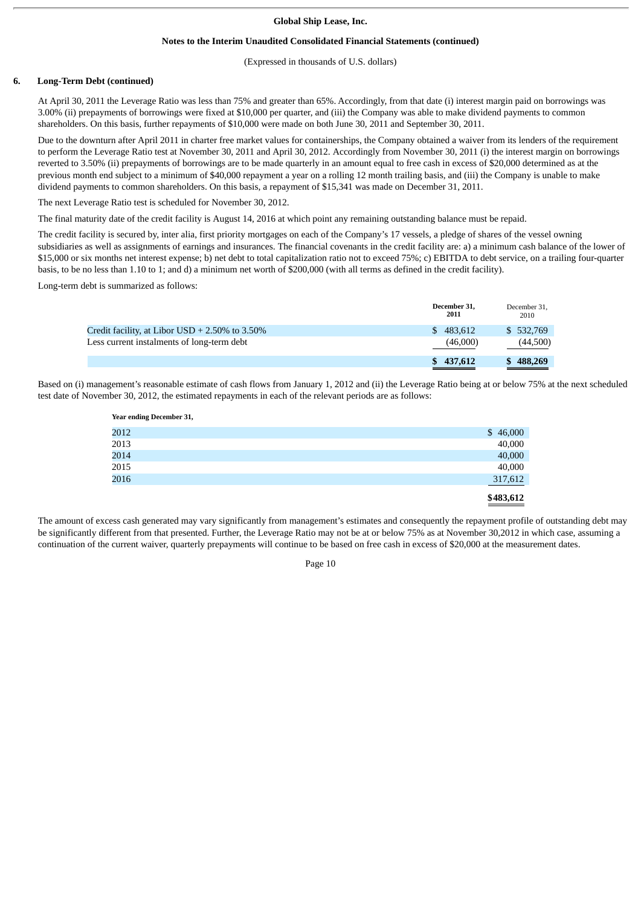## 6. Long-Term Debt (continued)

At April 30, 2011 the Leverage Ratio was less than 75% and greater than 65%. Accordingly, from that date (i) interest margin paid on borrowings was 3.00% (ii) prepayments of borrowings were fixed at $10,000 per quarter, and (iii) the Company was able to make dividend payments to common shareholders. On this basis, further repayments of $10,000 were made on both June 30, 2011 and September 30, 2011.

Due to the downturn after April 2011 in charter free market values for containerships, the Company obtained a waiver from its lenders of the requirement to perform the Leverage Ratio test at November 30, 2011 and April 30, 2012. Accordingly from November 30, 2011 (i) the interest margin on borrowings reverted to 3.50% (ii) prepayments of borrowings are to be made quarterly in an amount equal to free cash in excess of $20,000 determined as at the previous month end subject to a minimum of $40,000 repayment a year on a rolling 12 month trailing basis, and (iii) the Company is unable to make dividend payments to common shareholders. On this basis, a repayment of $15,341 was made on December 31, 2011.

The next Leverage Ratio test is scheduled for November 30, 2012.

The final maturity date of the credit facility is August 14, 2016 at which point any remaining outstanding balance must be repaid.

The credit facility is secured by, inter alia, first priority mortgages on each of the Company's 17 vessels, a pledge of shares of the vessel owning subsidiaries as well as assignments of earnings and insurances. The financial covenants in the credit facility are: a) a minimum cash balance of the lower of $15,000 or six months net interest expense; b) net debt to total capitalization ratio not to exceed 75%; c) EBITDA to debt service, on a trailing four-quarter basis, to be no less than 1.10 to 1; and d) a minimum net worth of $200,000 (with all terms as defined in the credit facility).

Long-term debt is summarized as follows:

| | **December 31, 2011** | December 31, 2010 |
|---|---|---|
| Credit facility, at Libor USD + 2.50% to 3.50% | $ 483,612 | $ 532,769 |
| Less current instalments of long-term debt | (46,000) | (44,500) |
| | **$ 437,612** | **$ 488,269** |

Based on (i) management's reasonable estimate of cash flows from January 1, 2012 and (ii) the Leverage Ratio being at or below 75% at the next scheduled test date of November 30, 2012, the estimated repayments in each of the relevant periods are as follows:

| **Year ending December 31,** | |
|---|---|
| 2012 | $ 46,000 |
| 2013 | 40,000 |
| 2014 | 40,000 |
| 2015 | 40,000 |
| 2016 | 317,612 |
| | **$483,612** |

The amount of excess cash generated may vary significantly from management's estimates and consequently the repayment profile of outstanding debt may be significantly different from that presented. Further, the Leverage Ratio may not be at or below 75% as at November 30,2012 in which case, assuming a continuation of the current waiver, quarterly prepayments will continue to be based on free cash in excess of $20,000 at the measurement dates.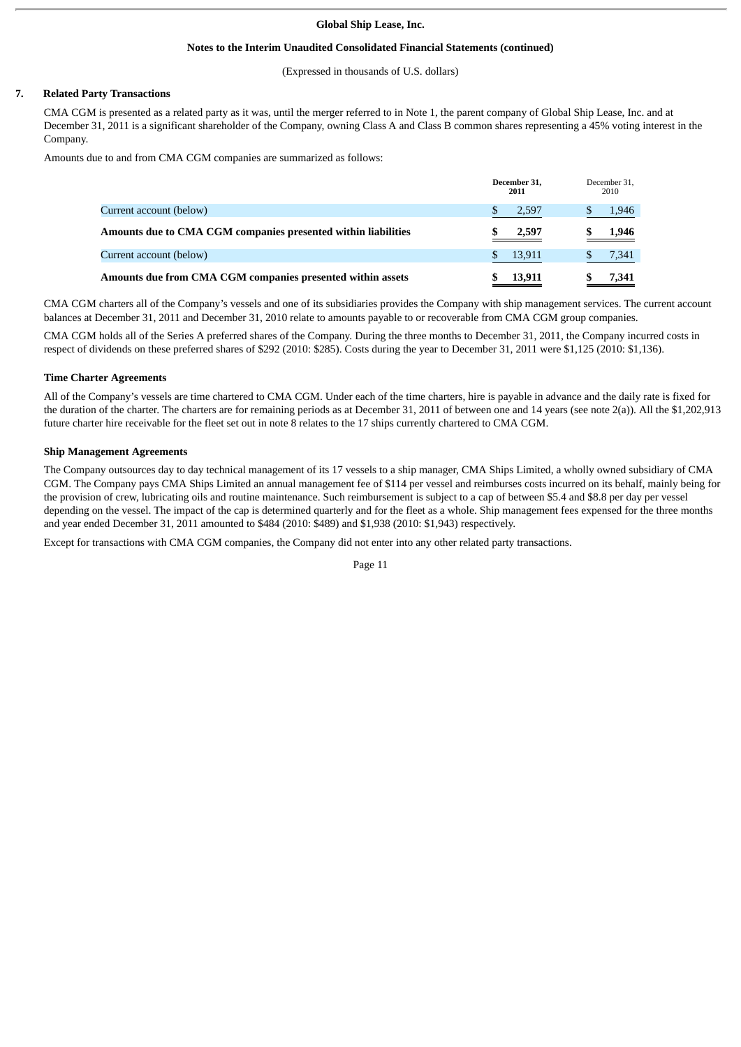**Global Ship Lease, Inc.**

**Notes to the Interim Unaudited Consolidated Financial Statements (continued)**

(Expressed in thousands of U.S. dollars)

## 7. Related Party Transactions

CMA CGM is presented as a related party as it was, until the merger referred to in Note 1, the parent company of Global Ship Lease, Inc. and at December 31, 2011 is a significant shareholder of the Company, owning Class A and Class B common shares representing a 45% voting interest in the Company.

Amounts due to and from CMA CGM companies are summarized as follows:

| | December 31, 2011 | December 31, 2010 |
|---|---|---|
| Current account (below) | $ 2,597 | $ 1,946 |
| **Amounts due to CMA CGM companies presented within liabilities** | **$ 2,597** | **$ 1,946** |
| Current account (below) | $ 13,911 | $ 7,341 |
| **Amounts due from CMA CGM companies presented within assets** | **$ 13,911** | **$ 7,341** |

CMA CGM charters all of the Company's vessels and one of its subsidiaries provides the Company with ship management services. The current account balances at December 31, 2011 and December 31, 2010 relate to amounts payable to or recoverable from CMA CGM group companies.

CMA CGM holds all of the Series A preferred shares of the Company. During the three months to December 31, 2011, the Company incurred costs in respect of dividends on these preferred shares of $292 (2010: $285). Costs during the year to December 31, 2011 were $1,125 (2010: $1,136).

### Time Charter Agreements

All of the Company's vessels are time chartered to CMA CGM. Under each of the time charters, hire is payable in advance and the daily rate is fixed for the duration of the charter. The charters are for remaining periods as at December 31, 2011 of between one and 14 years (see note 2(a)). All the $1,202,913 future charter hire receivable for the fleet set out in note 8 relates to the 17 ships currently chartered to CMA CGM.

### Ship Management Agreements

The Company outsources day to day technical management of its 17 vessels to a ship manager, CMA Ships Limited, a wholly owned subsidiary of CMA CGM. The Company pays CMA Ships Limited an annual management fee of $114 per vessel and reimburses costs incurred on its behalf, mainly being for the provision of crew, lubricating oils and routine maintenance. Such reimbursement is subject to a cap of between $5.4 and $8.8 per day per vessel depending on the vessel. The impact of the cap is determined quarterly and for the fleet as a whole. Ship management fees expensed for the three months and year ended December 31, 2011 amounted to $484 (2010: $489) and $1,938 (2010: $1,943) respectively.

Except for transactions with CMA CGM companies, the Company did not enter into any other related party transactions.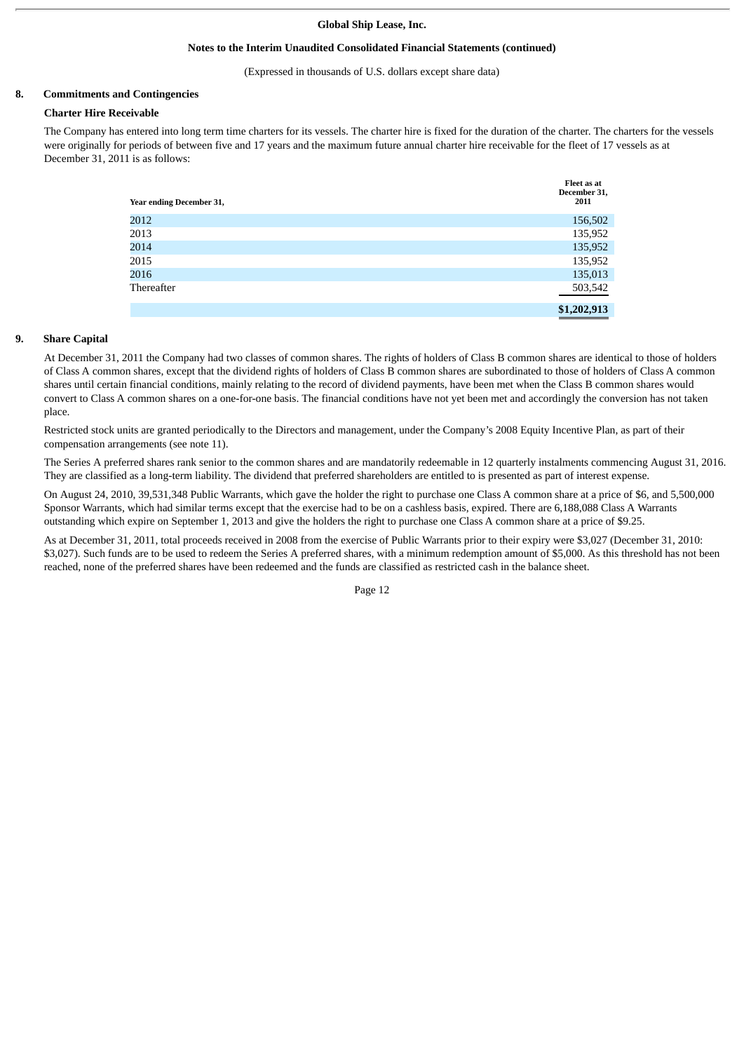# Global Ship Lease, Inc.

## Notes to the Interim Unaudited Consolidated Financial Statements (continued)

(Expressed in thousands of U.S. dollars except share data)

### 8. Commitments and Contingencies

**Charter Hire Receivable**

The Company has entered into long term time charters for its vessels. The charter hire is fixed for the duration of the charter. The charters for the vessels were originally for periods of between five and 17 years and the maximum future annual charter hire receivable for the fleet of 17 vessels as at December 31, 2011 is as follows:

| Year ending December 31, | Fleet as at December 31, 2011 |
|---|---|
| 2012 | 156,502 |
| 2013 | 135,952 |
| 2014 | 135,952 |
| 2015 | 135,952 |
| 2016 | 135,013 |
| Thereafter | 503,542 |
| | **$1,202,913** |

### 9. Share Capital

At December 31, 2011 the Company had two classes of common shares. The rights of holders of Class B common shares are identical to those of holders of Class A common shares, except that the dividend rights of holders of Class B common shares are subordinated to those of holders of Class A common shares until certain financial conditions, mainly relating to the record of dividend payments, have been met when the Class B common shares would convert to Class A common shares on a one-for-one basis. The financial conditions have not yet been met and accordingly the conversion has not taken place.

Restricted stock units are granted periodically to the Directors and management, under the Company's 2008 Equity Incentive Plan, as part of their compensation arrangements (see note 11).

The Series A preferred shares rank senior to the common shares and are mandatorily redeemable in 12 quarterly instalments commencing August 31, 2016. They are classified as a long-term liability. The dividend that preferred shareholders are entitled to is presented as part of interest expense.

On August 24, 2010, 39,531,348 Public Warrants, which gave the holder the right to purchase one Class A common share at a price of $6, and 5,500,000 Sponsor Warrants, which had similar terms except that the exercise had to be on a cashless basis, expired. There are 6,188,088 Class A Warrants outstanding which expire on September 1, 2013 and give the holders the right to purchase one Class A common share at a price of $9.25.

As at December 31, 2011, total proceeds received in 2008 from the exercise of Public Warrants prior to their expiry were $3,027 (December 31, 2010: $3,027). Such funds are to be used to redeem the Series A preferred shares, with a minimum redemption amount of $5,000. As this threshold has not been reached, none of the preferred shares have been redeemed and the funds are classified as restricted cash in the balance sheet.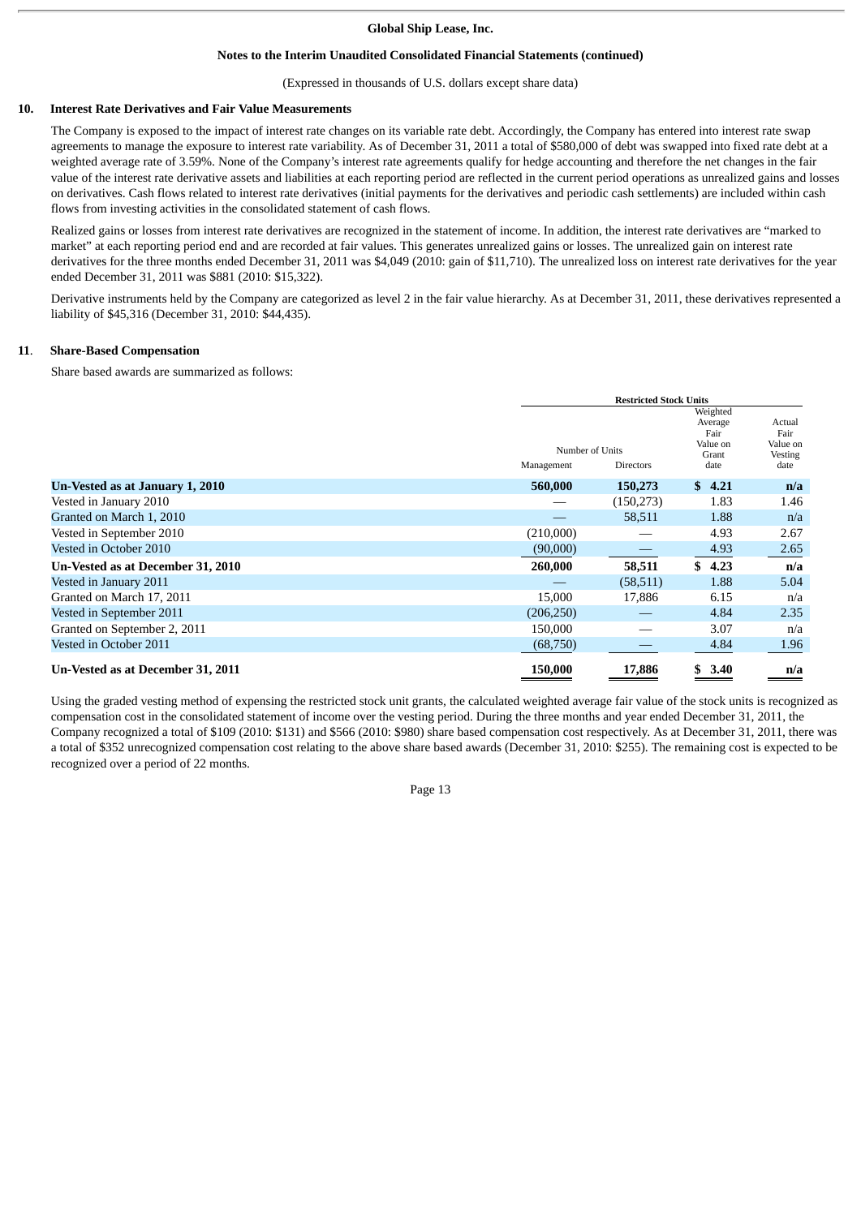**Global Ship Lease, Inc.**

**Notes to the Interim Unaudited Consolidated Financial Statements (continued)**

(Expressed in thousands of U.S. dollars except share data)

## 10. Interest Rate Derivatives and Fair Value Measurements

The Company is exposed to the impact of interest rate changes on its variable rate debt. Accordingly, the Company has entered into interest rate swap agreements to manage the exposure to interest rate variability. As of December 31, 2011 a total of $580,000 of debt was swapped into fixed rate debt at a weighted average rate of 3.59%. None of the Company's interest rate agreements qualify for hedge accounting and therefore the net changes in the fair value of the interest rate derivative assets and liabilities at each reporting period are reflected in the current period operations as unrealized gains and losses on derivatives. Cash flows related to interest rate derivatives (initial payments for the derivatives and periodic cash settlements) are included within cash flows from investing activities in the consolidated statement of cash flows.

Realized gains or losses from interest rate derivatives are recognized in the statement of income. In addition, the interest rate derivatives are "marked to market" at each reporting period end and are recorded at fair values. This generates unrealized gains or losses. The unrealized gain on interest rate derivatives for the three months ended December 31, 2011 was $4,049 (2010: gain of $11,710). The unrealized loss on interest rate derivatives for the year ended December 31, 2011 was $881 (2010: $15,322).

Derivative instruments held by the Company are categorized as level 2 in the fair value hierarchy. As at December 31, 2011, these derivatives represented a liability of $45,316 (December 31, 2010: $44,435).

## 11. Share-Based Compensation

Share based awards are summarized as follows:

| | Restricted Stock Units | | | |
|---|---|---|---|---|
| | Number of Units | | Weighted Average Fair Value on Grant date | Actual Fair Value on Vesting date |
| | Management | Directors | | |
| **Un-Vested as at January 1, 2010** | **560,000** | **150,273** | **$ 4.21** | **n/a** |
| Vested in January 2010 | — | (150,273) | 1.83 | 1.46 |
| Granted on March 1, 2010 | — | 58,511 | 1.88 | n/a |
| Vested in September 2010 | (210,000) | — | 4.93 | 2.67 |
| Vested in October 2010 | (90,000) | — | 4.93 | 2.65 |
| **Un-Vested as at December 31, 2010** | **260,000** | **58,511** | **$ 4.23** | **n/a** |
| Vested in January 2011 | — | (58,511) | 1.88 | 5.04 |
| Granted on March 17, 2011 | 15,000 | 17,886 | 6.15 | n/a |
| Vested in September 2011 | (206,250) | — | 4.84 | 2.35 |
| Granted on September 2, 2011 | 150,000 | — | 3.07 | n/a |
| Vested in October 2011 | (68,750) | — | 4.84 | 1.96 |
| **Un-Vested as at December 31, 2011** | **150,000** | **17,886** | **$ 3.40** | **n/a** |

Using the graded vesting method of expensing the restricted stock unit grants, the calculated weighted average fair value of the stock units is recognized as compensation cost in the consolidated statement of income over the vesting period. During the three months and year ended December 31, 2011, the Company recognized a total of $109 (2010: $131) and $566 (2010: $980) share based compensation cost respectively. As at December 31, 2011, there was a total of $352 unrecognized compensation cost relating to the above share based awards (December 31, 2010: $255). The remaining cost is expected to be recognized over a period of 22 months.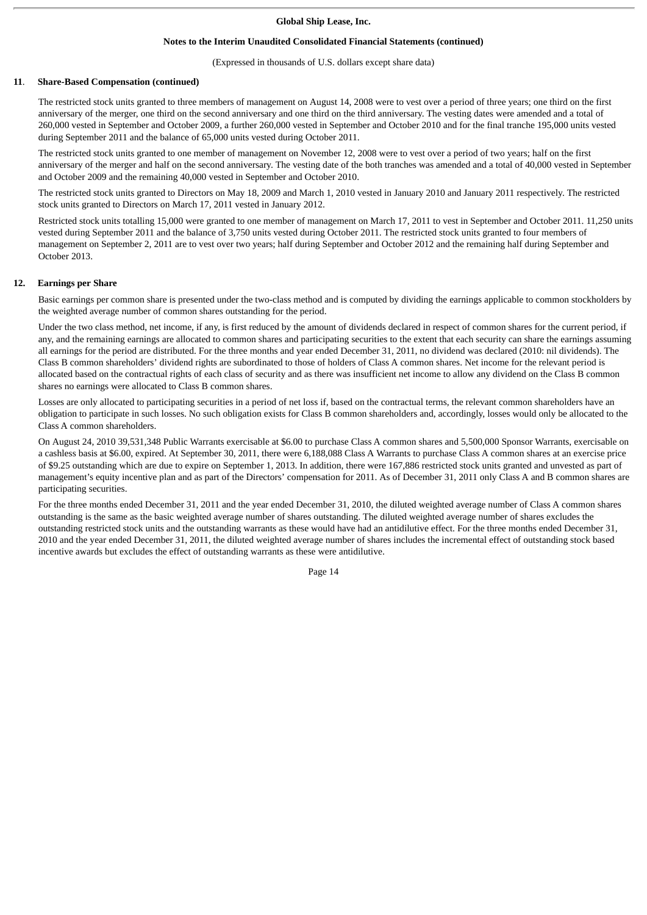**(Expressed in thousands of U.S. dollars except share data)**

## 11. Share-Based Compensation (continued)

The restricted stock units granted to three members of management on August 14, 2008 were to vest over a period of three years; one third on the first anniversary of the merger, one third on the second anniversary and one third on the third anniversary. The vesting dates were amended and a total of 260,000 vested in September and October 2009, a further 260,000 vested in September and October 2010 and for the final tranche 195,000 units vested during September 2011 and the balance of 65,000 units vested during October 2011.

The restricted stock units granted to one member of management on November 12, 2008 were to vest over a period of two years; half on the first anniversary of the merger and half on the second anniversary. The vesting date of the both tranches was amended and a total of 40,000 vested in September and October 2009 and the remaining 40,000 vested in September and October 2010.

The restricted stock units granted to Directors on May 18, 2009 and March 1, 2010 vested in January 2010 and January 2011 respectively. The restricted stock units granted to Directors on March 17, 2011 vested in January 2012.

Restricted stock units totalling 15,000 were granted to one member of management on March 17, 2011 to vest in September and October 2011. 11,250 units vested during September 2011 and the balance of 3,750 units vested during October 2011. The restricted stock units granted to four members of management on September 2, 2011 are to vest over two years; half during September and October 2012 and the remaining half during September and October 2013.

## 12. Earnings per Share

Basic earnings per common share is presented under the two-class method and is computed by dividing the earnings applicable to common stockholders by the weighted average number of common shares outstanding for the period.

Under the two class method, net income, if any, is first reduced by the amount of dividends declared in respect of common shares for the current period, if any, and the remaining earnings are allocated to common shares and participating securities to the extent that each security can share the earnings assuming all earnings for the period are distributed. For the three months and year ended December 31, 2011, no dividend was declared (2010: nil dividends). The Class B common shareholders' dividend rights are subordinated to those of holders of Class A common shares. Net income for the relevant period is allocated based on the contractual rights of each class of security and as there was insufficient net income to allow any dividend on the Class B common shares no earnings were allocated to Class B common shares.

Losses are only allocated to participating securities in a period of net loss if, based on the contractual terms, the relevant common shareholders have an obligation to participate in such losses. No such obligation exists for Class B common shareholders and, accordingly, losses would only be allocated to the Class A common shareholders.

On August 24, 2010 39,531,348 Public Warrants exercisable at $6.00 to purchase Class A common shares and 5,500,000 Sponsor Warrants, exercisable on a cashless basis at $6.00, expired. At September 30, 2011, there were 6,188,088 Class A Warrants to purchase Class A common shares at an exercise price of $9.25 outstanding which are due to expire on September 1, 2013. In addition, there were 167,886 restricted stock units granted and unvested as part of management's equity incentive plan and as part of the Directors' compensation for 2011. As of December 31, 2011 only Class A and B common shares are participating securities.

For the three months ended December 31, 2011 and the year ended December 31, 2010, the diluted weighted average number of Class A common shares outstanding is the same as the basic weighted average number of shares outstanding. The diluted weighted average number of shares excludes the outstanding restricted stock units and the outstanding warrants as these would have had an antidilutive effect. For the three months ended December 31, 2010 and the year ended December 31, 2011, the diluted weighted average number of shares includes the incremental effect of outstanding stock based incentive awards but excludes the effect of outstanding warrants as these were antidilutive.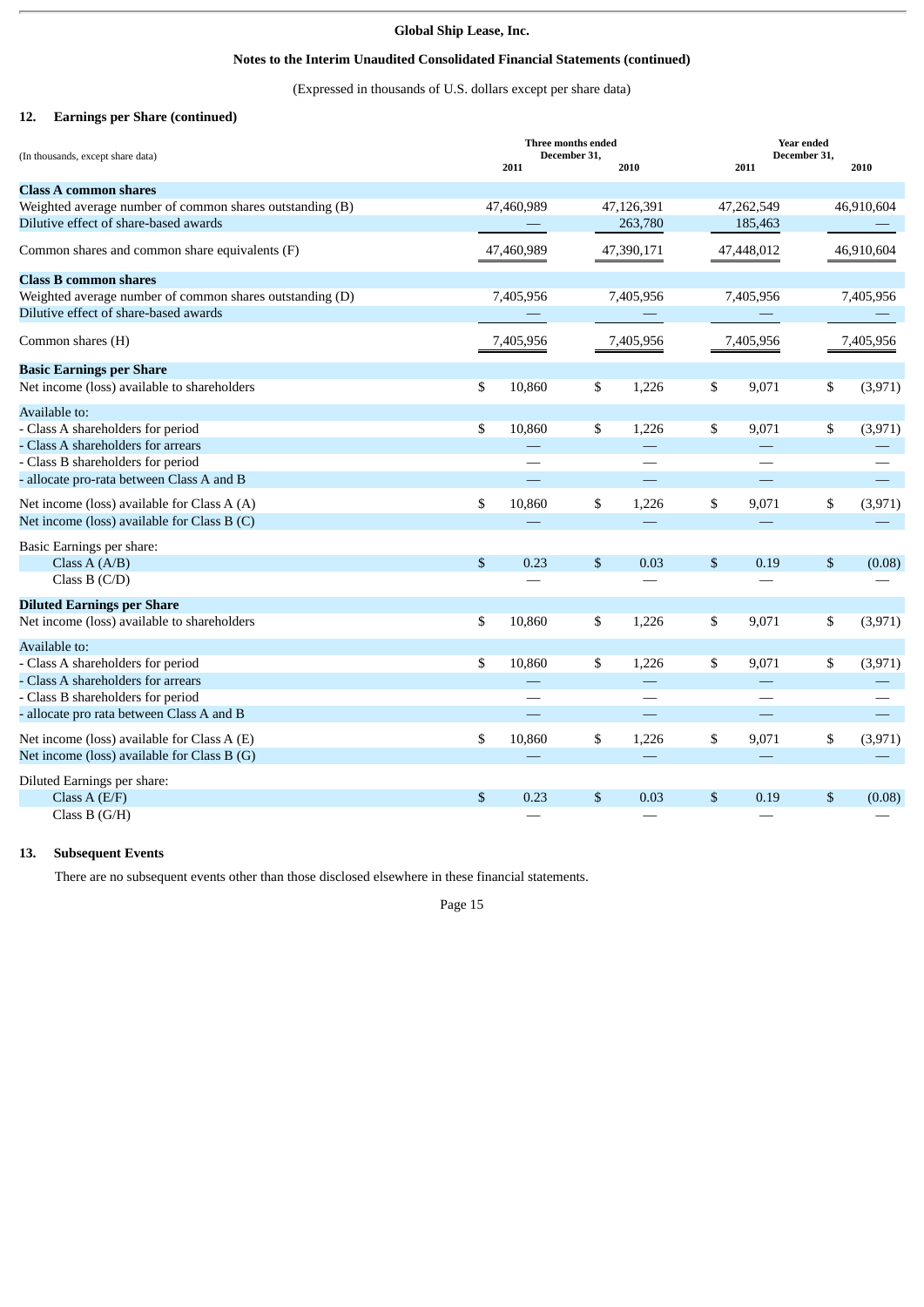**Global Ship Lease, Inc.**

**Notes to the Interim Unaudited Consolidated Financial Statements (continued)**

(Expressed in thousands of U.S. dollars except per share data)

## 12. Earnings per Share (continued)

| (In thousands, except share data) | Three months ended December 31, 2011 | Three months ended December 31, 2010 | Year ended December 31, 2011 | Year ended December 31, 2010 |
|---|---|---|---|---|
| **Class A common shares** | | | | |
| Weighted average number of common shares outstanding (B) | 47,460,989 | 47,126,391 | 47,262,549 | 46,910,604 |
| Dilutive effect of share-based awards | — | 263,780 | 185,463 | — |
| Common shares and common share equivalents (F) | 47,460,989 | 47,390,171 | 47,448,012 | 46,910,604 |
| **Class B common shares** | | | | |
| Weighted average number of common shares outstanding (D) | 7,405,956 | 7,405,956 | 7,405,956 | 7,405,956 |
| Dilutive effect of share-based awards | — | — | — | — |
| Common shares (H) | 7,405,956 | 7,405,956 | 7,405,956 | 7,405,956 |
| **Basic Earnings per Share** | | | | |
| Net income (loss) available to shareholders | $ 10,860 | $ 1,226 | $ 9,071 | $ (3,971) |
| Available to: | | | | |
| - Class A shareholders for period | $ 10,860 | $ 1,226 | $ 9,071 | $ (3,971) |
| - Class A shareholders for arrears | — | — | — | — |
| - Class B shareholders for period | — | — | — | — |
| - allocate pro-rata between Class A and B | — | — | — | — |
| Net income (loss) available for Class A (A) | $ 10,860 | $ 1,226 | $ 9,071 | $ (3,971) |
| Net income (loss) available for Class B (C) | — | — | — | — |
| Basic Earnings per share: | | | | |
| Class A (A/B) | $ 0.23 | $ 0.03 | $ 0.19 | $ (0.08) |
| Class B (C/D) | — | — | — | — |
| **Diluted Earnings per Share** | | | | |
| Net income (loss) available to shareholders | $ 10,860 | $ 1,226 | $ 9,071 | $ (3,971) |
| Available to: | | | | |
| - Class A shareholders for period | $ 10,860 | $ 1,226 | $ 9,071 | $ (3,971) |
| - Class A shareholders for arrears | — | — | — | — |
| - Class B shareholders for period | — | — | — | — |
| - allocate pro rata between Class A and B | — | — | — | — |
| Net income (loss) available for Class A (E) | $ 10,860 | $ 1,226 | $ 9,071 | $ (3,971) |
| Net income (loss) available for Class B (G) | — | — | — | — |
| Diluted Earnings per share: | | | | |
| Class A (E/F) | $ 0.23 | $ 0.03 | $ 0.19 | $ (0.08) |
| Class B (G/H) | — | — | — | — |

## 13. Subsequent Events

There are no subsequent events other than those disclosed elsewhere in these financial statements.